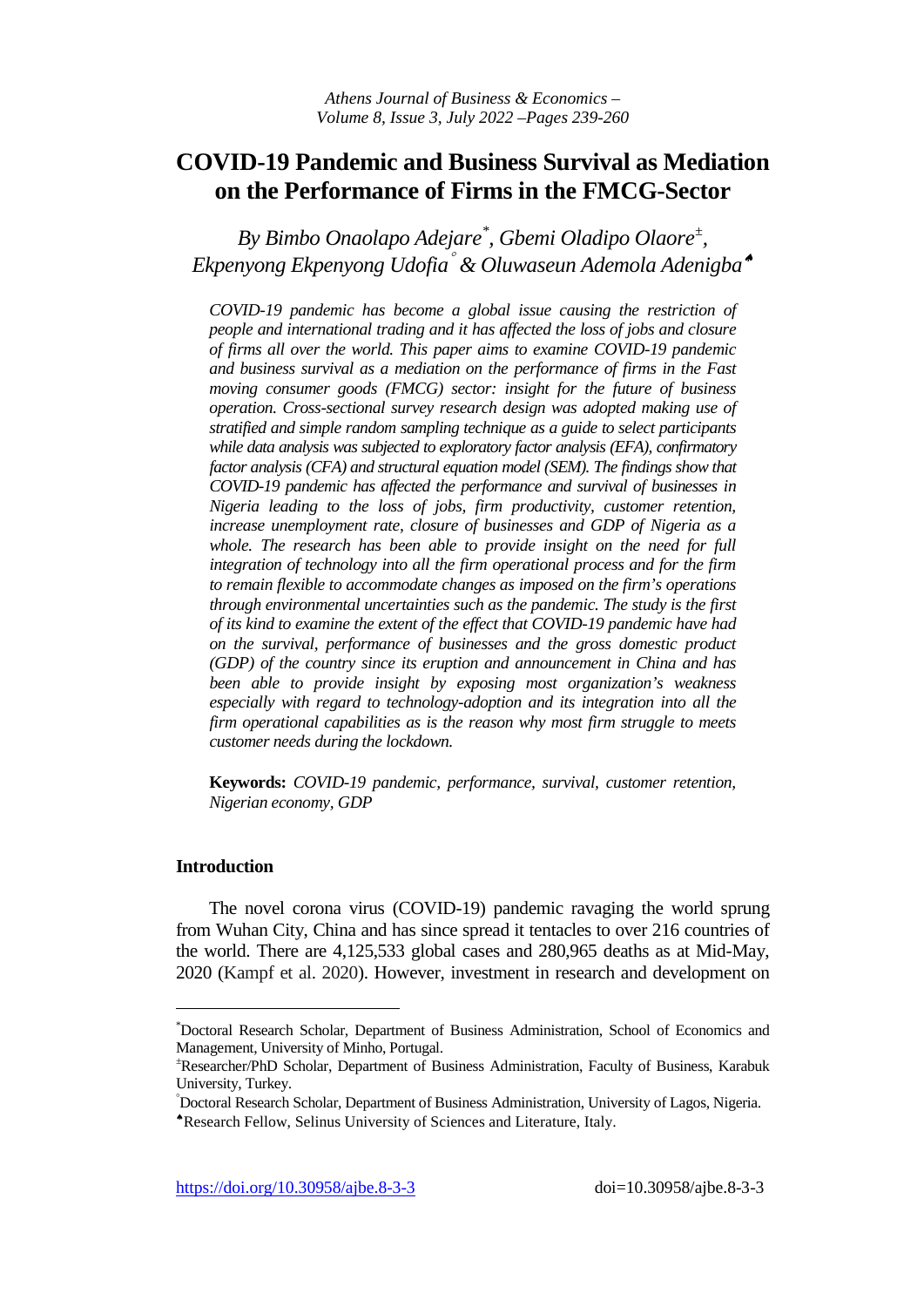# COVID-19 Pandemic and Business Survival as Mediation on the Performance of Firms in the FMCG-Sector

*By Bimbo Onaolapo Adejare[*], Gbemi Oladipo Olaore[±], Ekpenyong Ekpenyong Udofia[°] & Oluwaseun Ademola Adenigba[♠]*

*COVID-19 pandemic has become a global issue causing the restriction of people and international trading and it has affected the loss of jobs and closure of firms all over the world. This paper aims to examine COVID-19 pandemic and business survival as a mediation on the performance of firms in the Fast moving consumer goods (FMCG) sector: insight for the future of business operation. Cross-sectional survey research design was adopted making use of stratified and simple random sampling technique as a guide to select participants while data analysis was subjected to exploratory factor analysis (EFA), confirmatory factor analysis (CFA) and structural equation model (SEM). The findings show that COVID-19 pandemic has affected the performance and survival of businesses in Nigeria leading to the loss of jobs, firm productivity, customer retention, increase unemployment rate, closure of businesses and GDP of Nigeria as a whole. The research has been able to provide insight on the need for full integration of technology into all the firm operational process and for the firm to remain flexible to accommodate changes as imposed on the firm's operations through environmental uncertainties such as the pandemic. The study is the first of its kind to examine the extent of the effect that COVID-19 pandemic have had on the survival, performance of businesses and the gross domestic product (GDP) of the country since its eruption and announcement in China and has been able to provide insight by exposing most organization's weakness especially with regard to technology-adoption and its integration into all the firm operational capabilities as is the reason why most firm struggle to meets customer needs during the lockdown.*

**Keywords:** *COVID-19 pandemic, performance, survival, customer retention, Nigerian economy, GDP*

## Introduction

The novel corona virus (COVID-19) pandemic ravaging the world sprung from Wuhan City, China and has since spread it tentacles to over 216 countries of the world. There are 4,125,533 global cases and 280,965 deaths as at Mid-May, 2020 (Kampf et al. 2020). However, investment in research and development on

---

[*] Doctoral Research Scholar, Department of Business Administration, School of Economics and Management, University of Minho, Portugal.

[±] Researcher/PhD Scholar, Department of Business Administration, Faculty of Business, Karabuk University, Turkey.

[°] Doctoral Research Scholar, Department of Business Administration, University of Lagos, Nigeria.

[♠] Research Fellow, Selinus University of Sciences and Literature, Italy.

https://doi.org/10.30958/ajbe.8-3-3 doi=10.30958/ajbe.8-3-3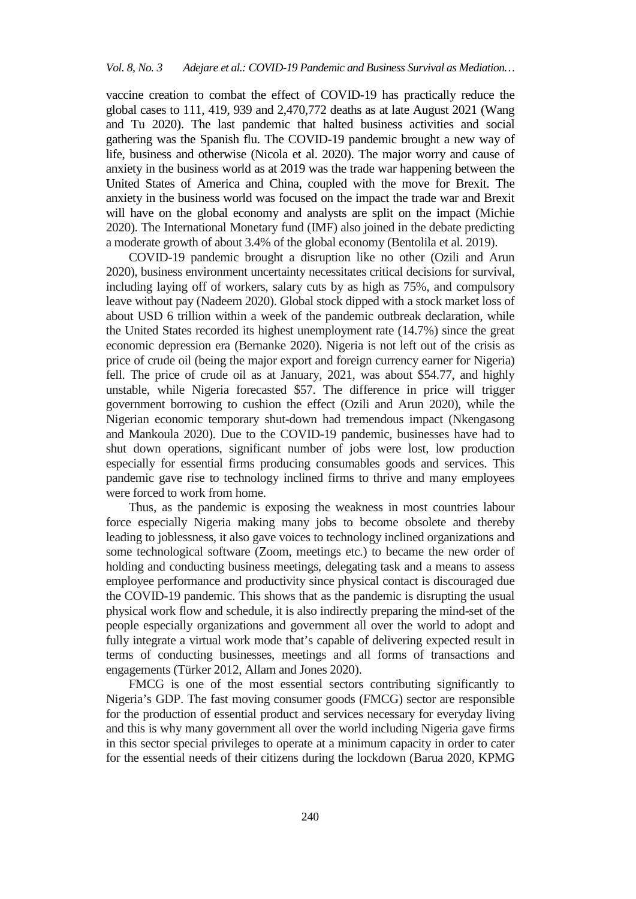vaccine creation to combat the effect of COVID-19 has practically reduce the global cases to 111, 419, 939 and 2,470,772 deaths as at late August 2021 (Wang and Tu 2020). The last pandemic that halted business activities and social gathering was the Spanish flu. The COVID-19 pandemic brought a new way of life, business and otherwise (Nicola et al. 2020). The major worry and cause of anxiety in the business world as at 2019 was the trade war happening between the United States of America and China, coupled with the move for Brexit. The anxiety in the business world was focused on the impact the trade war and Brexit will have on the global economy and analysts are split on the impact (Michie 2020). The International Monetary fund (IMF) also joined in the debate predicting a moderate growth of about 3.4% of the global economy (Bentolila et al. 2019).

COVID-19 pandemic brought a disruption like no other (Ozili and Arun 2020), business environment uncertainty necessitates critical decisions for survival, including laying off of workers, salary cuts by as high as 75%, and compulsory leave without pay (Nadeem 2020). Global stock dipped with a stock market loss of about USD 6 trillion within a week of the pandemic outbreak declaration, while the United States recorded its highest unemployment rate (14.7%) since the great economic depression era (Bernanke 2020). Nigeria is not left out of the crisis as price of crude oil (being the major export and foreign currency earner for Nigeria) fell. The price of crude oil as at January, 2021, was about \$54.77, and highly unstable, while Nigeria forecasted \$57. The difference in price will trigger government borrowing to cushion the effect (Ozili and Arun 2020), while the Nigerian economic temporary shut-down had tremendous impact (Nkengasong and Mankoula 2020). Due to the COVID-19 pandemic, businesses have had to shut down operations, significant number of jobs were lost, low production especially for essential firms producing consumables goods and services. This pandemic gave rise to technology inclined firms to thrive and many employees were forced to work from home.

Thus, as the pandemic is exposing the weakness in most countries labour force especially Nigeria making many jobs to become obsolete and thereby leading to joblessness, it also gave voices to technology inclined organizations and some technological software (Zoom, meetings etc.) to became the new order of holding and conducting business meetings, delegating task and a means to assess employee performance and productivity since physical contact is discouraged due the COVID-19 pandemic. This shows that as the pandemic is disrupting the usual physical work flow and schedule, it is also indirectly preparing the mind-set of the people especially organizations and government all over the world to adopt and fully integrate a virtual work mode that's capable of delivering expected result in terms of conducting businesses, meetings and all forms of transactions and engagements (Türker 2012, Allam and Jones 2020).

FMCG is one of the most essential sectors contributing significantly to Nigeria's GDP. The fast moving consumer goods (FMCG) sector are responsible for the production of essential product and services necessary for everyday living and this is why many government all over the world including Nigeria gave firms in this sector special privileges to operate at a minimum capacity in order to cater for the essential needs of their citizens during the lockdown (Barua 2020, KPMG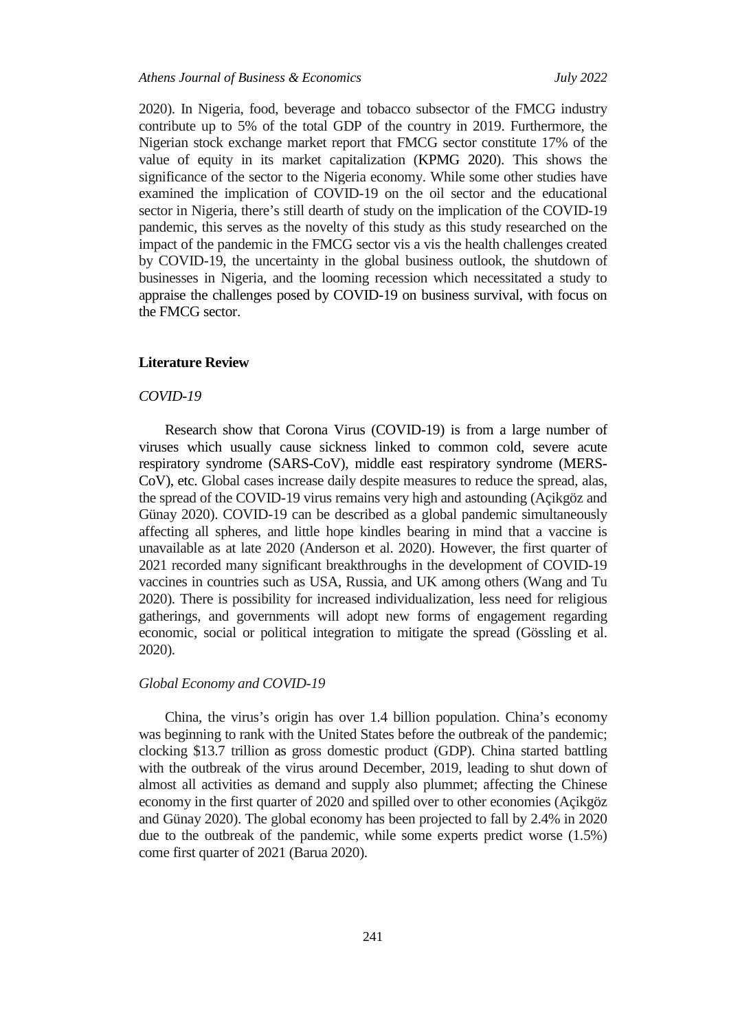2020). In Nigeria, food, beverage and tobacco subsector of the FMCG industry contribute up to 5% of the total GDP of the country in 2019. Furthermore, the Nigerian stock exchange market report that FMCG sector constitute 17% of the value of equity in its market capitalization (KPMG 2020). This shows the significance of the sector to the Nigeria economy. While some other studies have examined the implication of COVID-19 on the oil sector and the educational sector in Nigeria, there's still dearth of study on the implication of the COVID-19 pandemic, this serves as the novelty of this study as this study researched on the impact of the pandemic in the FMCG sector vis a vis the health challenges created by COVID-19, the uncertainty in the global business outlook, the shutdown of businesses in Nigeria, and the looming recession which necessitated a study to appraise the challenges posed by COVID-19 on business survival, with focus on the FMCG sector.

## Literature Review

### *COVID-19*

Research show that Corona Virus (COVID-19) is from a large number of viruses which usually cause sickness linked to common cold, severe acute respiratory syndrome (SARS-CoV), middle east respiratory syndrome (MERS-CoV), etc. Global cases increase daily despite measures to reduce the spread, alas, the spread of the COVID-19 virus remains very high and astounding (Açikgöz and Günay 2020). COVID-19 can be described as a global pandemic simultaneously affecting all spheres, and little hope kindles bearing in mind that a vaccine is unavailable as at late 2020 (Anderson et al. 2020). However, the first quarter of 2021 recorded many significant breakthroughs in the development of COVID-19 vaccines in countries such as USA, Russia, and UK among others (Wang and Tu 2020). There is possibility for increased individualization, less need for religious gatherings, and governments will adopt new forms of engagement regarding economic, social or political integration to mitigate the spread (Gössling et al. 2020).

### *Global Economy and COVID-19*

China, the virus's origin has over 1.4 billion population. China's economy was beginning to rank with the United States before the outbreak of the pandemic; clocking $13.7 trillion as gross domestic product (GDP). China started battling with the outbreak of the virus around December, 2019, leading to shut down of almost all activities as demand and supply also plummet; affecting the Chinese economy in the first quarter of 2020 and spilled over to other economies (Açikgöz and Günay 2020). The global economy has been projected to fall by 2.4% in 2020 due to the outbreak of the pandemic, while some experts predict worse (1.5%) come first quarter of 2021 (Barua 2020).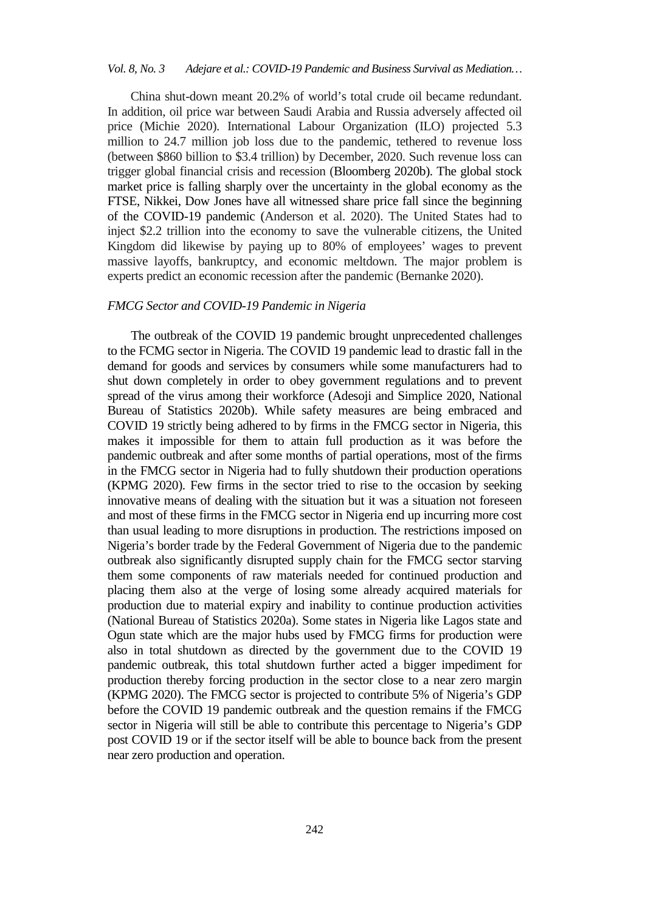China shut-down meant 20.2% of world's total crude oil became redundant. In addition, oil price war between Saudi Arabia and Russia adversely affected oil price (Michie 2020). International Labour Organization (ILO) projected 5.3 million to 24.7 million job loss due to the pandemic, tethered to revenue loss (between $860 billion to $3.4 trillion) by December, 2020. Such revenue loss can trigger global financial crisis and recession (Bloomberg 2020b). The global stock market price is falling sharply over the uncertainty in the global economy as the FTSE, Nikkei, Dow Jones have all witnessed share price fall since the beginning of the COVID-19 pandemic (Anderson et al. 2020). The United States had to inject $2.2 trillion into the economy to save the vulnerable citizens, the United Kingdom did likewise by paying up to 80% of employees' wages to prevent massive layoffs, bankruptcy, and economic meltdown. The major problem is experts predict an economic recession after the pandemic (Bernanke 2020).

### *FMCG Sector and COVID-19 Pandemic in Nigeria*

The outbreak of the COVID 19 pandemic brought unprecedented challenges to the FCMG sector in Nigeria. The COVID 19 pandemic lead to drastic fall in the demand for goods and services by consumers while some manufacturers had to shut down completely in order to obey government regulations and to prevent spread of the virus among their workforce (Adesoji and Simplice 2020, National Bureau of Statistics 2020b). While safety measures are being embraced and COVID 19 strictly being adhered to by firms in the FMCG sector in Nigeria, this makes it impossible for them to attain full production as it was before the pandemic outbreak and after some months of partial operations, most of the firms in the FMCG sector in Nigeria had to fully shutdown their production operations (KPMG 2020). Few firms in the sector tried to rise to the occasion by seeking innovative means of dealing with the situation but it was a situation not foreseen and most of these firms in the FMCG sector in Nigeria end up incurring more cost than usual leading to more disruptions in production. The restrictions imposed on Nigeria's border trade by the Federal Government of Nigeria due to the pandemic outbreak also significantly disrupted supply chain for the FMCG sector starving them some components of raw materials needed for continued production and placing them also at the verge of losing some already acquired materials for production due to material expiry and inability to continue production activities (National Bureau of Statistics 2020a). Some states in Nigeria like Lagos state and Ogun state which are the major hubs used by FMCG firms for production were also in total shutdown as directed by the government due to the COVID 19 pandemic outbreak, this total shutdown further acted a bigger impediment for production thereby forcing production in the sector close to a near zero margin (KPMG 2020). The FMCG sector is projected to contribute 5% of Nigeria's GDP before the COVID 19 pandemic outbreak and the question remains if the FMCG sector in Nigeria will still be able to contribute this percentage to Nigeria's GDP post COVID 19 or if the sector itself will be able to bounce back from the present near zero production and operation.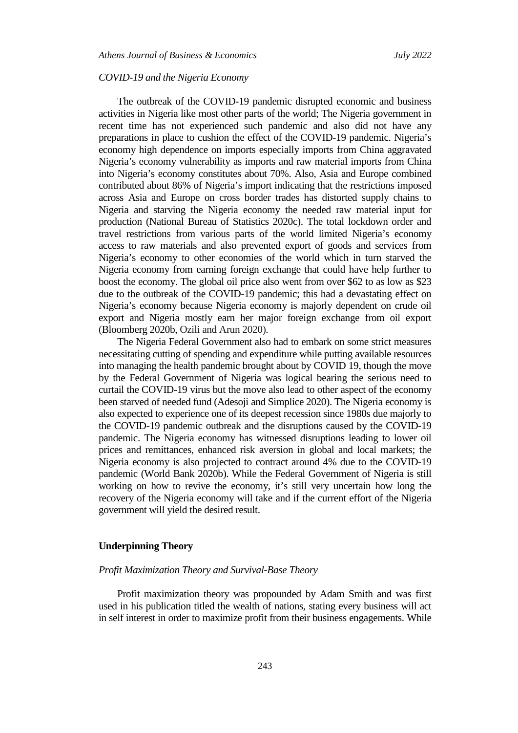*COVID-19 and the Nigeria Economy*

The outbreak of the COVID-19 pandemic disrupted economic and business activities in Nigeria like most other parts of the world; The Nigeria government in recent time has not experienced such pandemic and also did not have any preparations in place to cushion the effect of the COVID-19 pandemic. Nigeria's economy high dependence on imports especially imports from China aggravated Nigeria's economy vulnerability as imports and raw material imports from China into Nigeria's economy constitutes about 70%. Also, Asia and Europe combined contributed about 86% of Nigeria's import indicating that the restrictions imposed across Asia and Europe on cross border trades has distorted supply chains to Nigeria and starving the Nigeria economy the needed raw material input for production (National Bureau of Statistics 2020c). The total lockdown order and travel restrictions from various parts of the world limited Nigeria's economy access to raw materials and also prevented export of goods and services from Nigeria's economy to other economies of the world which in turn starved the Nigeria economy from earning foreign exchange that could have help further to boost the economy. The global oil price also went from over $62 to as low as $23 due to the outbreak of the COVID-19 pandemic; this had a devastating effect on Nigeria's economy because Nigeria economy is majorly dependent on crude oil export and Nigeria mostly earn her major foreign exchange from oil export (Bloomberg 2020b, Ozili and Arun 2020).

The Nigeria Federal Government also had to embark on some strict measures necessitating cutting of spending and expenditure while putting available resources into managing the health pandemic brought about by COVID 19, though the move by the Federal Government of Nigeria was logical bearing the serious need to curtail the COVID-19 virus but the move also lead to other aspect of the economy been starved of needed fund (Adesoji and Simplice 2020). The Nigeria economy is also expected to experience one of its deepest recession since 1980s due majorly to the COVID-19 pandemic outbreak and the disruptions caused by the COVID-19 pandemic. The Nigeria economy has witnessed disruptions leading to lower oil prices and remittances, enhanced risk aversion in global and local markets; the Nigeria economy is also projected to contract around 4% due to the COVID-19 pandemic (World Bank 2020b). While the Federal Government of Nigeria is still working on how to revive the economy, it's still very uncertain how long the recovery of the Nigeria economy will take and if the current effort of the Nigeria government will yield the desired result.

## Underpinning Theory

*Profit Maximization Theory and Survival-Base Theory*

Profit maximization theory was propounded by Adam Smith and was first used in his publication titled the wealth of nations, stating every business will act in self interest in order to maximize profit from their business engagements. While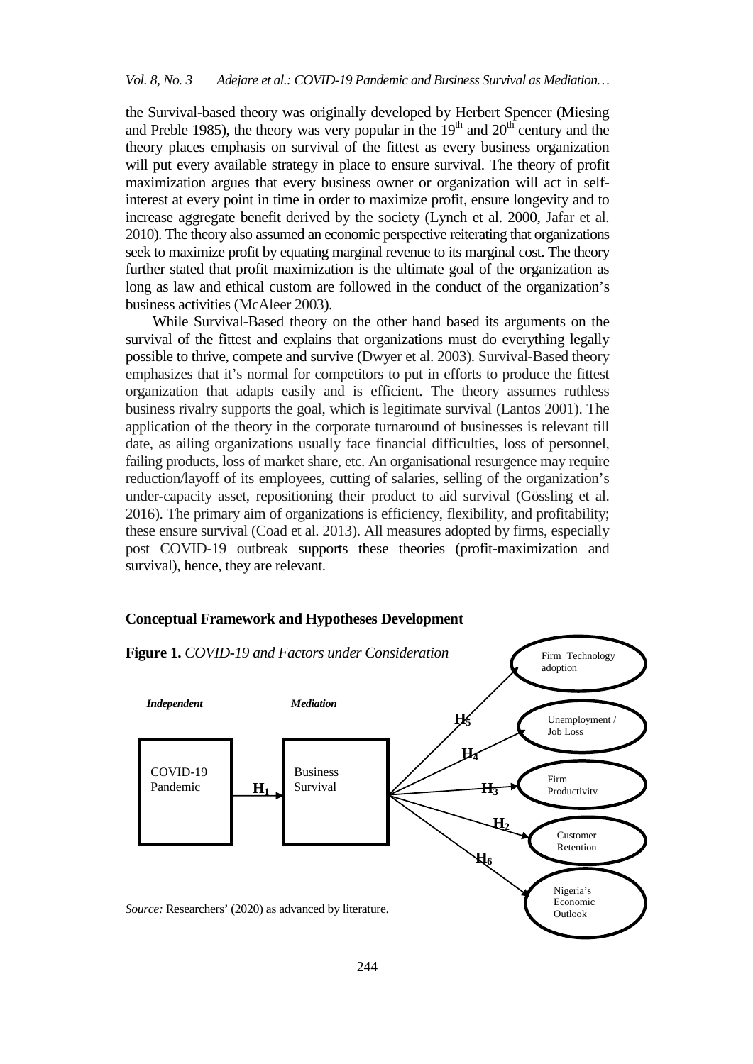the Survival-based theory was originally developed by Herbert Spencer (Miesing and Preble 1985), the theory was very popular in the 19th and 20th century and the theory places emphasis on survival of the fittest as every business organization will put every available strategy in place to ensure survival. The theory of profit maximization argues that every business owner or organization will act in self-interest at every point in time in order to maximize profit, ensure longevity and to increase aggregate benefit derived by the society (Lynch et al. 2000, Jafar et al. 2010). The theory also assumed an economic perspective reiterating that organizations seek to maximize profit by equating marginal revenue to its marginal cost. The theory further stated that profit maximization is the ultimate goal of the organization as long as law and ethical custom are followed in the conduct of the organization's business activities (McAleer 2003).

While Survival-Based theory on the other hand based its arguments on the survival of the fittest and explains that organizations must do everything legally possible to thrive, compete and survive (Dwyer et al. 2003). Survival-Based theory emphasizes that it's normal for competitors to put in efforts to produce the fittest organization that adapts easily and is efficient. The theory assumes ruthless business rivalry supports the goal, which is legitimate survival (Lantos 2001). The application of the theory in the corporate turnaround of businesses is relevant till date, as ailing organizations usually face financial difficulties, loss of personnel, failing products, loss of market share, etc. An organisational resurgence may require reduction/layoff of its employees, cutting of salaries, selling of the organization's under-capacity asset, repositioning their product to aid survival (Gössling et al. 2016). The primary aim of organizations is efficiency, flexibility, and profitability; these ensure survival (Coad et al. 2013). All measures adopted by firms, especially post COVID-19 outbreak supports these theories (profit-maximization and survival), hence, they are relevant.

## Conceptual Framework and Hypotheses Development

**Figure 1.** *COVID-19 and Factors under Consideration*

*Independent* — COVID-19 Pandemic → ($H_1$) → *Mediation* — Business Survival

Business Survival → ($H_5$) Firm Technology adoption

Business Survival → ($H_4$) Unemployment / Job Loss

Business Survival → ($H_3$) Firm Productivity

Business Survival → ($H_2$) Customer Retention

Business Survival → ($H_6$) Nigeria's Economic Outlook

*Source:* Researchers' (2020) as advanced by literature.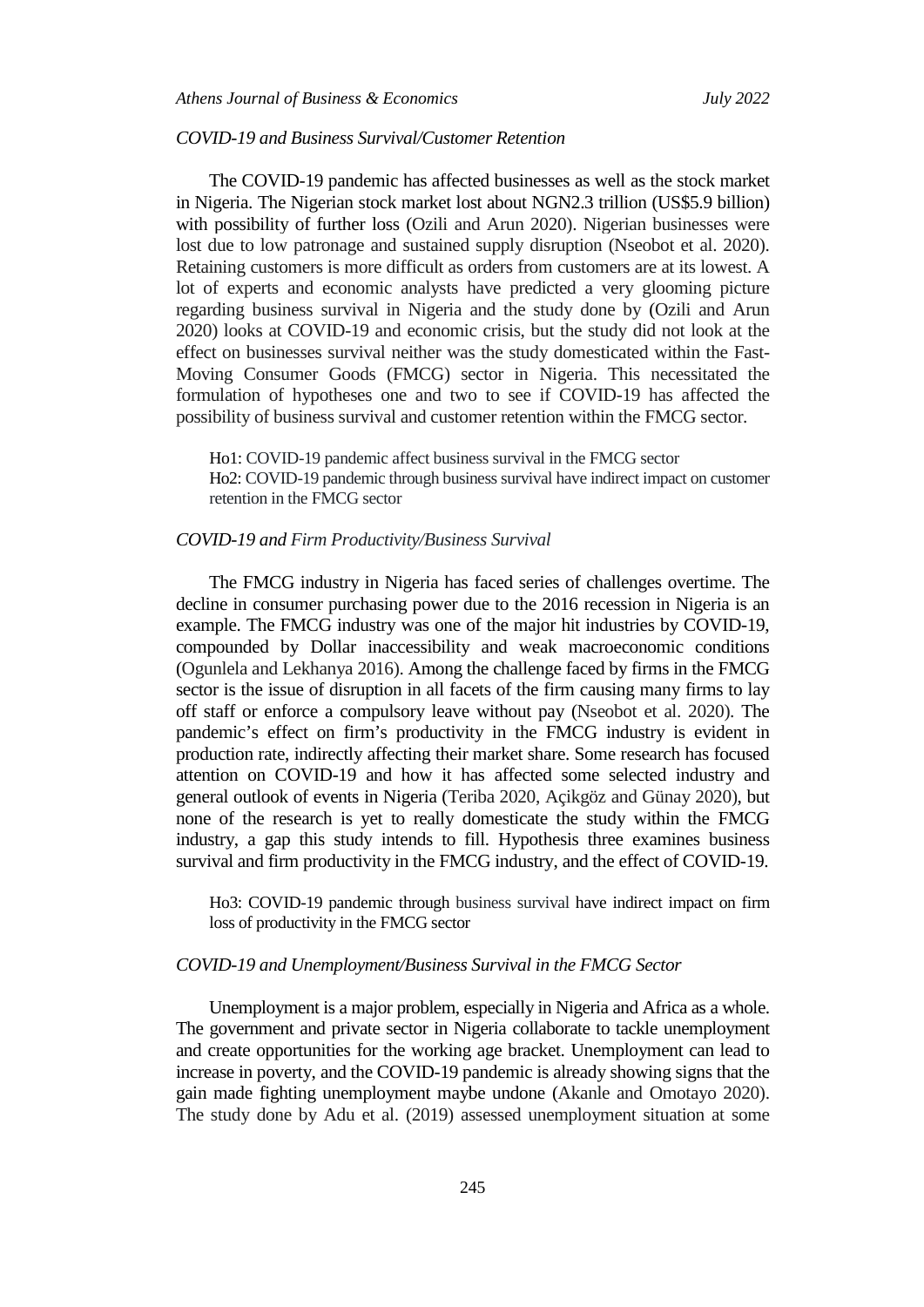### *COVID-19 and Business Survival/Customer Retention*

The COVID-19 pandemic has affected businesses as well as the stock market in Nigeria. The Nigerian stock market lost about NGN2.3 trillion (US$5.9 billion) with possibility of further loss (Ozili and Arun 2020). Nigerian businesses were lost due to low patronage and sustained supply disruption (Nseobot et al. 2020). Retaining customers is more difficult as orders from customers are at its lowest. A lot of experts and economic analysts have predicted a very glooming picture regarding business survival in Nigeria and the study done by (Ozili and Arun 2020) looks at COVID-19 and economic crisis, but the study did not look at the effect on businesses survival neither was the study domesticated within the Fast-Moving Consumer Goods (FMCG) sector in Nigeria. This necessitated the formulation of hypotheses one and two to see if COVID-19 has affected the possibility of business survival and customer retention within the FMCG sector.

Ho1: COVID-19 pandemic affect business survival in the FMCG sector
Ho2: COVID-19 pandemic through business survival have indirect impact on customer retention in the FMCG sector

### *COVID-19 and Firm Productivity/Business Survival*

The FMCG industry in Nigeria has faced series of challenges overtime. The decline in consumer purchasing power due to the 2016 recession in Nigeria is an example. The FMCG industry was one of the major hit industries by COVID-19, compounded by Dollar inaccessibility and weak macroeconomic conditions (Ogunlela and Lekhanya 2016). Among the challenge faced by firms in the FMCG sector is the issue of disruption in all facets of the firm causing many firms to lay off staff or enforce a compulsory leave without pay (Nseobot et al. 2020). The pandemic's effect on firm's productivity in the FMCG industry is evident in production rate, indirectly affecting their market share. Some research has focused attention on COVID-19 and how it has affected some selected industry and general outlook of events in Nigeria (Teriba 2020, Açikgöz and Günay 2020), but none of the research is yet to really domesticate the study within the FMCG industry, a gap this study intends to fill. Hypothesis three examines business survival and firm productivity in the FMCG industry, and the effect of COVID-19.

Ho3: COVID-19 pandemic through business survival have indirect impact on firm loss of productivity in the FMCG sector

### *COVID-19 and Unemployment/Business Survival in the FMCG Sector*

Unemployment is a major problem, especially in Nigeria and Africa as a whole. The government and private sector in Nigeria collaborate to tackle unemployment and create opportunities for the working age bracket. Unemployment can lead to increase in poverty, and the COVID-19 pandemic is already showing signs that the gain made fighting unemployment maybe undone (Akanle and Omotayo 2020). The study done by Adu et al. (2019) assessed unemployment situation at some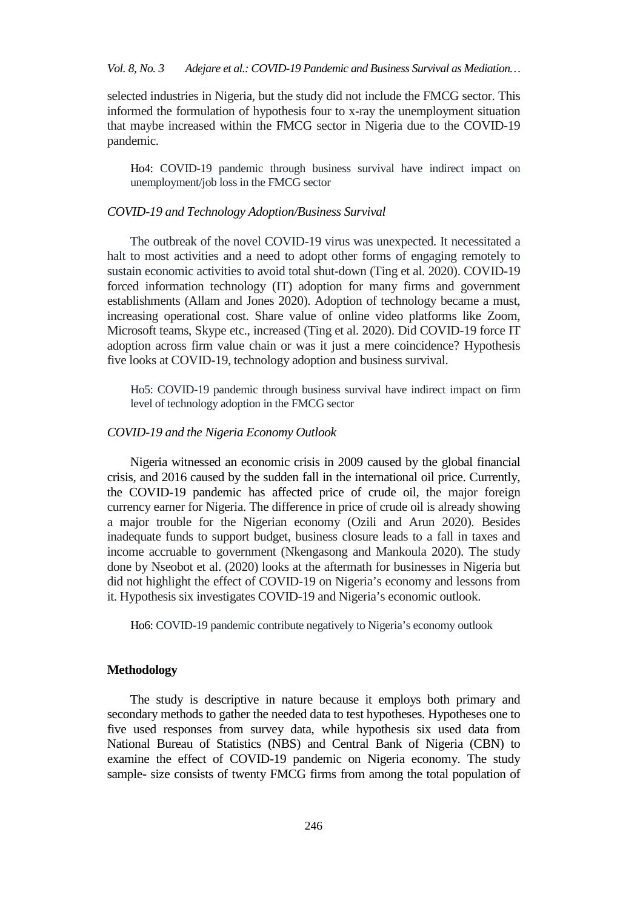selected industries in Nigeria, but the study did not include the FMCG sector. This informed the formulation of hypothesis four to x-ray the unemployment situation that maybe increased within the FMCG sector in Nigeria due to the COVID-19 pandemic.

> Ho4: COVID-19 pandemic through business survival have indirect impact on unemployment/job loss in the FMCG sector

### *COVID-19 and Technology Adoption/Business Survival*

The outbreak of the novel COVID-19 virus was unexpected. It necessitated a halt to most activities and a need to adopt other forms of engaging remotely to sustain economic activities to avoid total shut-down (Ting et al. 2020). COVID-19 forced information technology (IT) adoption for many firms and government establishments (Allam and Jones 2020). Adoption of technology became a must, increasing operational cost. Share value of online video platforms like Zoom, Microsoft teams, Skype etc., increased (Ting et al. 2020). Did COVID-19 force IT adoption across firm value chain or was it just a mere coincidence? Hypothesis five looks at COVID-19, technology adoption and business survival.

> Ho5: COVID-19 pandemic through business survival have indirect impact on firm level of technology adoption in the FMCG sector

### *COVID-19 and the Nigeria Economy Outlook*

Nigeria witnessed an economic crisis in 2009 caused by the global financial crisis, and 2016 caused by the sudden fall in the international oil price. Currently, the COVID-19 pandemic has affected price of crude oil, the major foreign currency earner for Nigeria. The difference in price of crude oil is already showing a major trouble for the Nigerian economy (Ozili and Arun 2020). Besides inadequate funds to support budget, business closure leads to a fall in taxes and income accruable to government (Nkengasong and Mankoula 2020). The study done by Nseobot et al. (2020) looks at the aftermath for businesses in Nigeria but did not highlight the effect of COVID-19 on Nigeria's economy and lessons from it. Hypothesis six investigates COVID-19 and Nigeria's economic outlook.

> Ho6: COVID-19 pandemic contribute negatively to Nigeria's economy outlook

## Methodology

The study is descriptive in nature because it employs both primary and secondary methods to gather the needed data to test hypotheses. Hypotheses one to five used responses from survey data, while hypothesis six used data from National Bureau of Statistics (NBS) and Central Bank of Nigeria (CBN) to examine the effect of COVID-19 pandemic on Nigeria economy. The study sample- size consists of twenty FMCG firms from among the total population of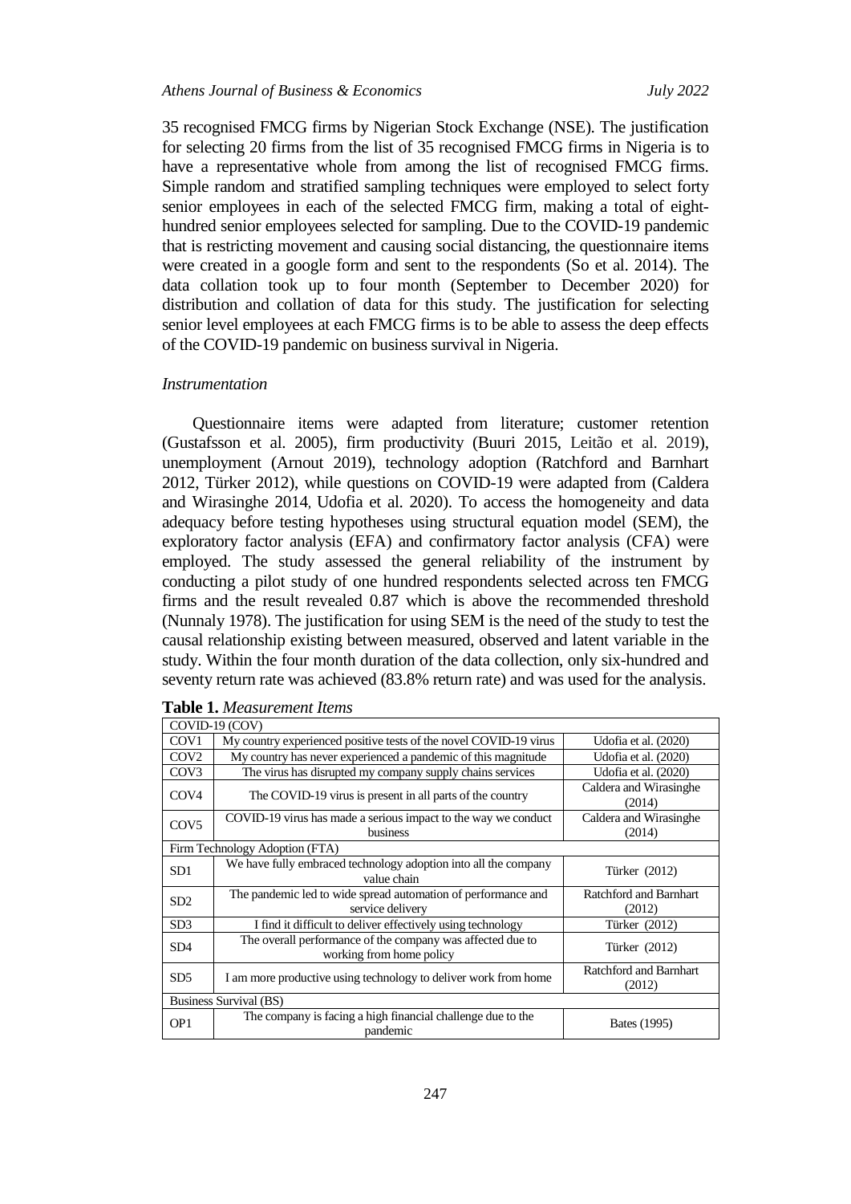35 recognised FMCG firms by Nigerian Stock Exchange (NSE). The justification for selecting 20 firms from the list of 35 recognised FMCG firms in Nigeria is to have a representative whole from among the list of recognised FMCG firms. Simple random and stratified sampling techniques were employed to select forty senior employees in each of the selected FMCG firm, making a total of eight-hundred senior employees selected for sampling. Due to the COVID-19 pandemic that is restricting movement and causing social distancing, the questionnaire items were created in a google form and sent to the respondents (So et al. 2014). The data collation took up to four month (September to December 2020) for distribution and collation of data for this study. The justification for selecting senior level employees at each FMCG firms is to be able to assess the deep effects of the COVID-19 pandemic on business survival in Nigeria.

*Instrumentation*

Questionnaire items were adapted from literature; customer retention (Gustafsson et al. 2005), firm productivity (Buuri 2015, Leitão et al. 2019), unemployment (Arnout 2019), technology adoption (Ratchford and Barnhart 2012, Türker 2012), while questions on COVID-19 were adapted from (Caldera and Wirasinghe 2014, Udofia et al. 2020). To access the homogeneity and data adequacy before testing hypotheses using structural equation model (SEM), the exploratory factor analysis (EFA) and confirmatory factor analysis (CFA) were employed. The study assessed the general reliability of the instrument by conducting a pilot study of one hundred respondents selected across ten FMCG firms and the result revealed 0.87 which is above the recommended threshold (Nunnaly 1978). The justification for using SEM is the need of the study to test the causal relationship existing between measured, observed and latent variable in the study. Within the four month duration of the data collection, only six-hundred and seventy return rate was achieved (83.8% return rate) and was used for the analysis.

**Table 1.** *Measurement Items*

| COVID-19 (COV) | | |
|---|---|---|
| COV1 | My country experienced positive tests of the novel COVID-19 virus | Udofia et al. (2020) |
| COV2 | My country has never experienced a pandemic of this magnitude | Udofia et al. (2020) |
| COV3 | The virus has disrupted my company supply chains services | Udofia et al. (2020) |
| COV4 | The COVID-19 virus is present in all parts of the country | Caldera and Wirasinghe (2014) |
| COV5 | COVID-19 virus has made a serious impact to the way we conduct business | Caldera and Wirasinghe (2014) |
| Firm Technology Adoption (FTA) | | |
| SD1 | We have fully embraced technology adoption into all the company value chain | Türker (2012) |
| SD2 | The pandemic led to wide spread automation of performance and service delivery | Ratchford and Barnhart (2012) |
| SD3 | I find it difficult to deliver effectively using technology | Türker (2012) |
| SD4 | The overall performance of the company was affected due to working from home policy | Türker (2012) |
| SD5 | I am more productive using technology to deliver work from home | Ratchford and Barnhart (2012) |
| Business Survival (BS) | | |
| OP1 | The company is facing a high financial challenge due to the pandemic | Bates (1995) |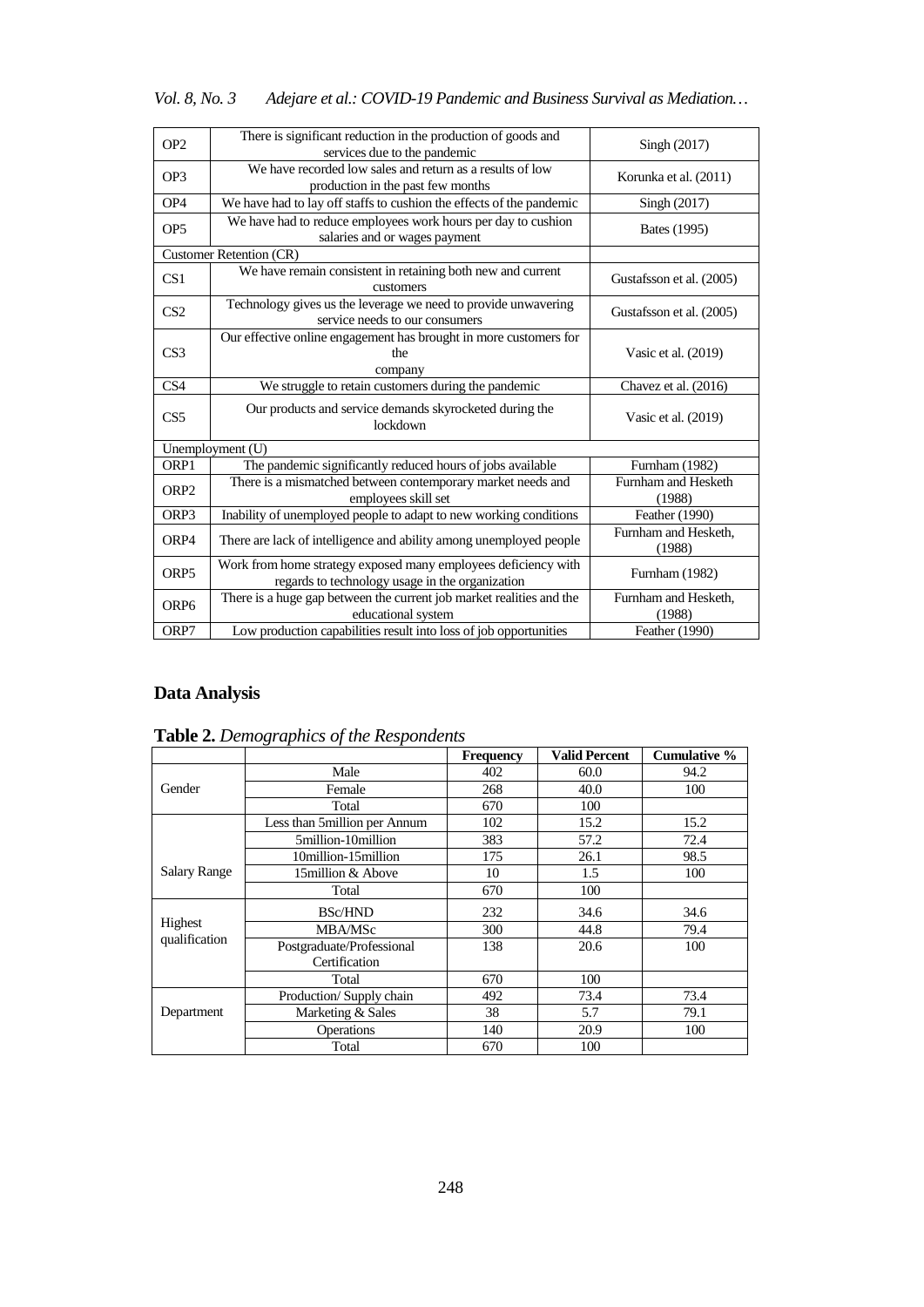| | | |
|---|---|---|
| OP2 | There is significant reduction in the production of goods and services due to the pandemic | Singh (2017) |
| OP3 | We have recorded low sales and return as a results of low production in the past few months | Korunka et al. (2011) |
| OP4 | We have had to lay off staffs to cushion the effects of the pandemic | Singh (2017) |
| OP5 | We have had to reduce employees work hours per day to cushion salaries and or wages payment | Bates (1995) |
| Customer Retention (CR) | | |
| CS1 | We have remain consistent in retaining both new and current customers | Gustafsson et al. (2005) |
| CS2 | Technology gives us the leverage we need to provide unwavering service needs to our consumers | Gustafsson et al. (2005) |
| CS3 | Our effective online engagement has brought in more customers for the company | Vasic et al. (2019) |
| CS4 | We struggle to retain customers during the pandemic | Chavez et al. (2016) |
| CS5 | Our products and service demands skyrocketed during the lockdown | Vasic et al. (2019) |
| Unemployment (U) | | |
| ORP1 | The pandemic significantly reduced hours of jobs available | Furnham (1982) |
| ORP2 | There is a mismatched between contemporary market needs and employees skill set | Furnham and Hesketh (1988) |
| ORP3 | Inability of unemployed people to adapt to new working conditions | Feather (1990) |
| ORP4 | There are lack of intelligence and ability among unemployed people | Furnham and Hesketh, (1988) |
| ORP5 | Work from home strategy exposed many employees deficiency with regards to technology usage in the organization | Furnham (1982) |
| ORP6 | There is a huge gap between the current job market realities and the educational system | Furnham and Hesketh, (1988) |
| ORP7 | Low production capabilities result into loss of job opportunities | Feather (1990) |

## Data Analysis

**Table 2.** *Demographics of the Respondents*

| | | Frequency | Valid Percent | Cumulative % |
|---|---|---|---|---|
| Gender | Male | 402 | 60.0 | 94.2 |
| | Female | 268 | 40.0 | 100 |
| | Total | 670 | 100 | |
| Salary Range | Less than 5million per Annum | 102 | 15.2 | 15.2 |
| | 5million-10million | 383 | 57.2 | 72.4 |
| | 10million-15million | 175 | 26.1 | 98.5 |
| | 15million & Above | 10 | 1.5 | 100 |
| | Total | 670 | 100 | |
| Highest qualification | BSc/HND | 232 | 34.6 | 34.6 |
| | MBA/MSc | 300 | 44.8 | 79.4 |
| | Postgraduate/Professional Certification | 138 | 20.6 | 100 |
| | Total | 670 | 100 | |
| Department | Production/ Supply chain | 492 | 73.4 | 73.4 |
| | Marketing & Sales | 38 | 5.7 | 79.1 |
| | Operations | 140 | 20.9 | 100 |
| | Total | 670 | 100 | |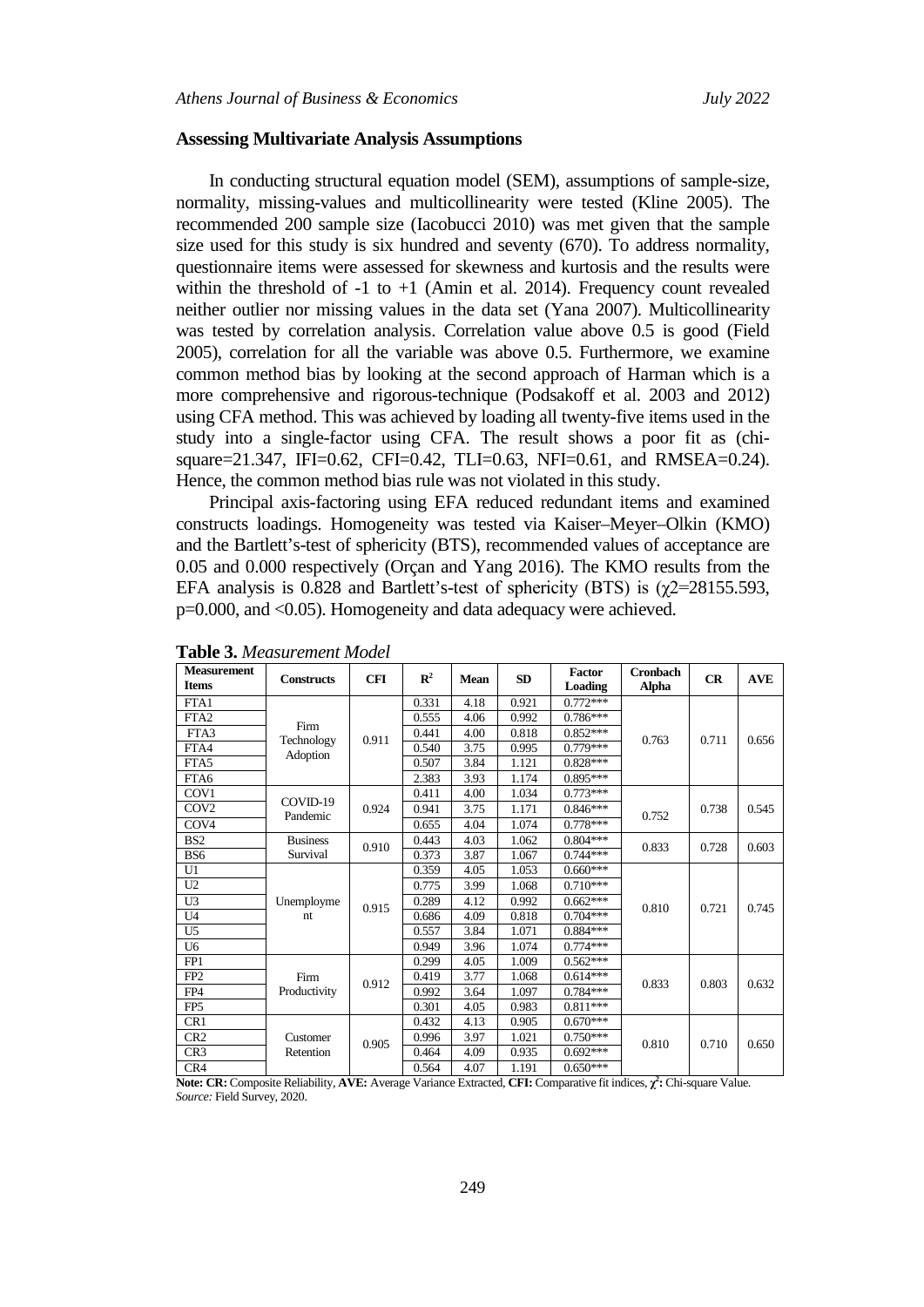### Assessing Multivariate Analysis Assumptions

In conducting structural equation model (SEM), assumptions of sample-size, normality, missing-values and multicollinearity were tested (Kline 2005). The recommended 200 sample size (Iacobucci 2010) was met given that the sample size used for this study is six hundred and seventy (670). To address normality, questionnaire items were assessed for skewness and kurtosis and the results were within the threshold of -1 to +1 (Amin et al. 2014). Frequency count revealed neither outlier nor missing values in the data set (Yana 2007). Multicollinearity was tested by correlation analysis. Correlation value above 0.5 is good (Field 2005), correlation for all the variable was above 0.5. Furthermore, we examine common method bias by looking at the second approach of Harman which is a more comprehensive and rigorous-technique (Podsakoff et al. 2003 and 2012) using CFA method. This was achieved by loading all twenty-five items used in the study into a single-factor using CFA. The result shows a poor fit as (chi-square=21.347, IFI=0.62, CFI=0.42, TLI=0.63, NFI=0.61, and RMSEA=0.24). Hence, the common method bias rule was not violated in this study.

Principal axis-factoring using EFA reduced redundant items and examined constructs loadings. Homogeneity was tested via Kaiser–Meyer–Olkin (KMO) and the Bartlett's-test of sphericity (BTS), recommended values of acceptance are 0.05 and 0.000 respectively (Orçan and Yang 2016). The KMO results from the EFA analysis is 0.828 and Bartlett's-test of sphericity (BTS) is ($\chi2$=28155.593, p=0.000, and <0.05). Homogeneity and data adequacy were achieved.

**Table 3.** *Measurement Model*

| Measurement Items | Constructs | CFI | $R^2$ | Mean | SD | Factor Loading | Cronbach Alpha | CR | AVE |
|---|---|---|---|---|---|---|---|---|---|
| FTA1 | Firm Technology Adoption | 0.911 | 0.331 | 4.18 | 0.921 | 0.772*** | 0.763 | 0.711 | 0.656 |
| FTA2 | | | 0.555 | 4.06 | 0.992 | 0.786*** | | | |
| FTA3 | | | 0.441 | 4.00 | 0.818 | 0.852*** | | | |
| FTA4 | | | 0.540 | 3.75 | 0.995 | 0.779*** | | | |
| FTA5 | | | 0.507 | 3.84 | 1.121 | 0.828*** | | | |
| FTA6 | | | 2.383 | 3.93 | 1.174 | 0.895*** | | | |
| COV1 | COVID-19 Pandemic | 0.924 | 0.411 | 4.00 | 1.034 | 0.773*** | 0.752 | 0.738 | 0.545 |
| COV2 | | | 0.941 | 3.75 | 1.171 | 0.846*** | | | |
| COV4 | | | 0.655 | 4.04 | 1.074 | 0.778*** | | | |
| BS2 | Business Survival | 0.910 | 0.443 | 4.03 | 1.062 | 0.804*** | 0.833 | 0.728 | 0.603 |
| BS6 | | | 0.373 | 3.87 | 1.067 | 0.744*** | | | |
| U1 | Unemployment | 0.915 | 0.359 | 4.05 | 1.053 | 0.660*** | 0.810 | 0.721 | 0.745 |
| U2 | | | 0.775 | 3.99 | 1.068 | 0.710*** | | | |
| U3 | | | 0.289 | 4.12 | 0.992 | 0.662*** | | | |
| U4 | | | 0.686 | 4.09 | 0.818 | 0.704*** | | | |
| U5 | | | 0.557 | 3.84 | 1.071 | 0.884*** | | | |
| U6 | | | 0.949 | 3.96 | 1.074 | 0.774*** | | | |
| FP1 | Firm Productivity | 0.912 | 0.299 | 4.05 | 1.009 | 0.562*** | 0.833 | 0.803 | 0.632 |
| FP2 | | | 0.419 | 3.77 | 1.068 | 0.614*** | | | |
| FP4 | | | 0.992 | 3.64 | 1.097 | 0.784*** | | | |
| FP5 | | | 0.301 | 4.05 | 0.983 | 0.811*** | | | |
| CR1 | Customer Retention | 0.905 | 0.432 | 4.13 | 0.905 | 0.670*** | 0.810 | 0.710 | 0.650 |
| CR2 | | | 0.996 | 3.97 | 1.021 | 0.750*** | | | |
| CR3 | | | 0.464 | 4.09 | 0.935 | 0.692*** | | | |
| CR4 | | | 0.564 | 4.07 | 1.191 | 0.650*** | | | |

**Note: CR:** Composite Reliability, **AVE:** Average Variance Extracted, **CFI:** Comparative fit indices, **$\chi^2$:** Chi-square Value.
*Source:* Field Survey, 2020.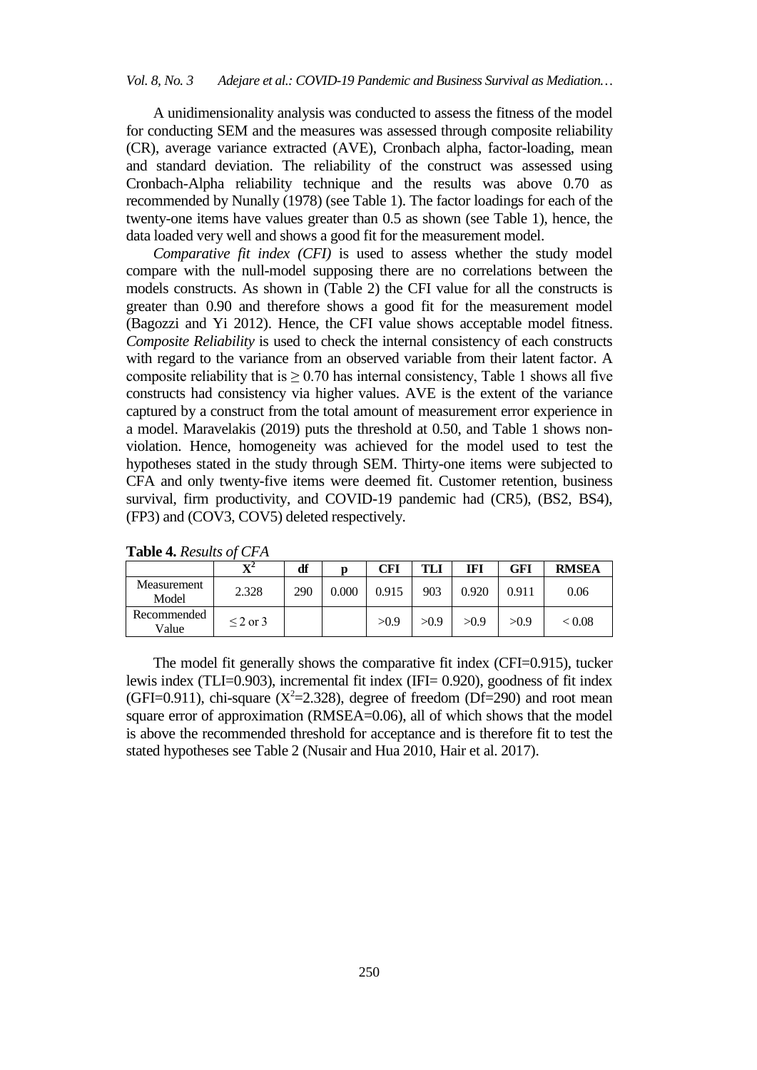A unidimensionality analysis was conducted to assess the fitness of the model for conducting SEM and the measures was assessed through composite reliability (CR), average variance extracted (AVE), Cronbach alpha, factor-loading, mean and standard deviation. The reliability of the construct was assessed using Cronbach-Alpha reliability technique and the results was above 0.70 as recommended by Nunally (1978) (see Table 1). The factor loadings for each of the twenty-one items have values greater than 0.5 as shown (see Table 1), hence, the data loaded very well and shows a good fit for the measurement model.

*Comparative fit index (CFI)* is used to assess whether the study model compare with the null-model supposing there are no correlations between the models constructs. As shown in (Table 2) the CFI value for all the constructs is greater than 0.90 and therefore shows a good fit for the measurement model (Bagozzi and Yi 2012). Hence, the CFI value shows acceptable model fitness. *Composite Reliability* is used to check the internal consistency of each constructs with regard to the variance from an observed variable from their latent factor. A composite reliability that is $\geq 0.70$ has internal consistency, Table 1 shows all five constructs had consistency via higher values. AVE is the extent of the variance captured by a construct from the total amount of measurement error experience in a model. Maravelakis (2019) puts the threshold at 0.50, and Table 1 shows non-violation. Hence, homogeneity was achieved for the model used to test the hypotheses stated in the study through SEM. Thirty-one items were subjected to CFA and only twenty-five items were deemed fit. Customer retention, business survival, firm productivity, and COVID-19 pandemic had (CR5), (BS2, BS4), (FP3) and (COV3, COV5) deleted respectively.

**Table 4.** *Results of CFA*

| | $X^2$ | df | p | CFI | TLI | IFI | GFI | RMSEA |
|---|---|---|---|---|---|---|---|---|
| Measurement Model | 2.328 | 290 | 0.000 | 0.915 | 903 | 0.920 | 0.911 | 0.06 |
| Recommended Value | $\leq 2$ or 3 | | | >0.9 | >0.9 | >0.9 | >0.9 | < 0.08 |

The model fit generally shows the comparative fit index (CFI=0.915), tucker lewis index (TLI=0.903), incremental fit index (IFI= 0.920), goodness of fit index (GFI=0.911), chi-square ($X^2$=2.328), degree of freedom (Df=290) and root mean square error of approximation (RMSEA=0.06), all of which shows that the model is above the recommended threshold for acceptance and is therefore fit to test the stated hypotheses see Table 2 (Nusair and Hua 2010, Hair et al. 2017).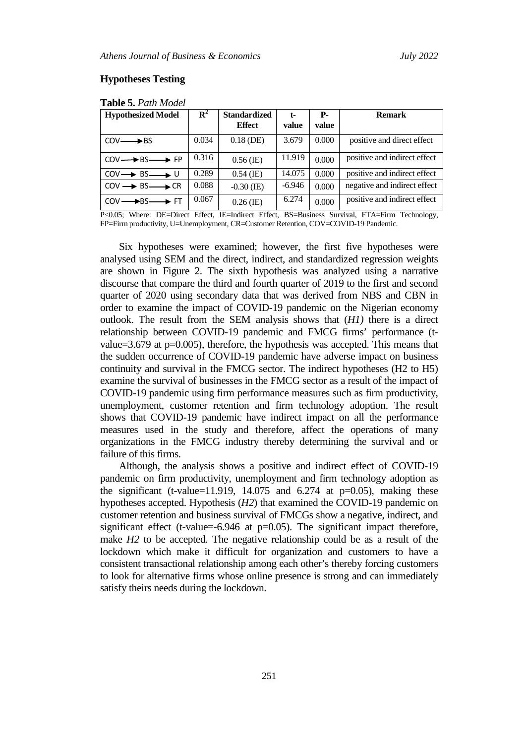### Hypotheses Testing

**Table 5.** *Path Model*

| Hypothesized Model | $R^2$ | Standardized Effect | t-value | P-value | Remark |
|---|---|---|---|---|---|
| COV ⟶ BS | 0.034 | 0.18 (DE) | 3.679 | 0.000 | positive and direct effect |
| COV ⟶ BS ⟶ FP | 0.316 | 0.56 (IE) | 11.919 | 0.000 | positive and indirect effect |
| COV ⟶ BS ⟶ U | 0.289 | 0.54 (IE) | 14.075 | 0.000 | positive and indirect effect |
| COV ⟶ BS ⟶ CR | 0.088 | -0.30 (IE) | -6.946 | 0.000 | negative and indirect effect |
| COV ⟶ BS ⟶ FT | 0.067 | 0.26 (IE) | 6.274 | 0.000 | positive and indirect effect |

P<0.05; Where: DE=Direct Effect, IE=Indirect Effect, BS=Business Survival, FTA=Firm Technology, FP=Firm productivity, U=Unemployment, CR=Customer Retention, COV=COVID-19 Pandemic.

Six hypotheses were examined; however, the first five hypotheses were analysed using SEM and the direct, indirect, and standardized regression weights are shown in Figure 2. The sixth hypothesis was analyzed using a narrative discourse that compare the third and fourth quarter of 2019 to the first and second quarter of 2020 using secondary data that was derived from NBS and CBN in order to examine the impact of COVID-19 pandemic on the Nigerian economy outlook. The result from the SEM analysis shows that (*H1)* there is a direct relationship between COVID-19 pandemic and FMCG firms' performance (t-value=3.679 at p=0.005), therefore, the hypothesis was accepted. This means that the sudden occurrence of COVID-19 pandemic have adverse impact on business continuity and survival in the FMCG sector. The indirect hypotheses (H2 to H5) examine the survival of businesses in the FMCG sector as a result of the impact of COVID-19 pandemic using firm performance measures such as firm productivity, unemployment, customer retention and firm technology adoption. The result shows that COVID-19 pandemic have indirect impact on all the performance measures used in the study and therefore, affect the operations of many organizations in the FMCG industry thereby determining the survival and or failure of this firms.

Although, the analysis shows a positive and indirect effect of COVID-19 pandemic on firm productivity, unemployment and firm technology adoption as the significant (t-value=11.919, 14.075 and 6.274 at p=0.05), making these hypotheses accepted. Hypothesis (*H2*) that examined the COVID-19 pandemic on customer retention and business survival of FMCGs show a negative, indirect, and significant effect (t-value=-6.946 at p=0.05). The significant impact therefore, make *H2* to be accepted. The negative relationship could be as a result of the lockdown which make it difficult for organization and customers to have a consistent transactional relationship among each other's thereby forcing customers to look for alternative firms whose online presence is strong and can immediately satisfy theirs needs during the lockdown.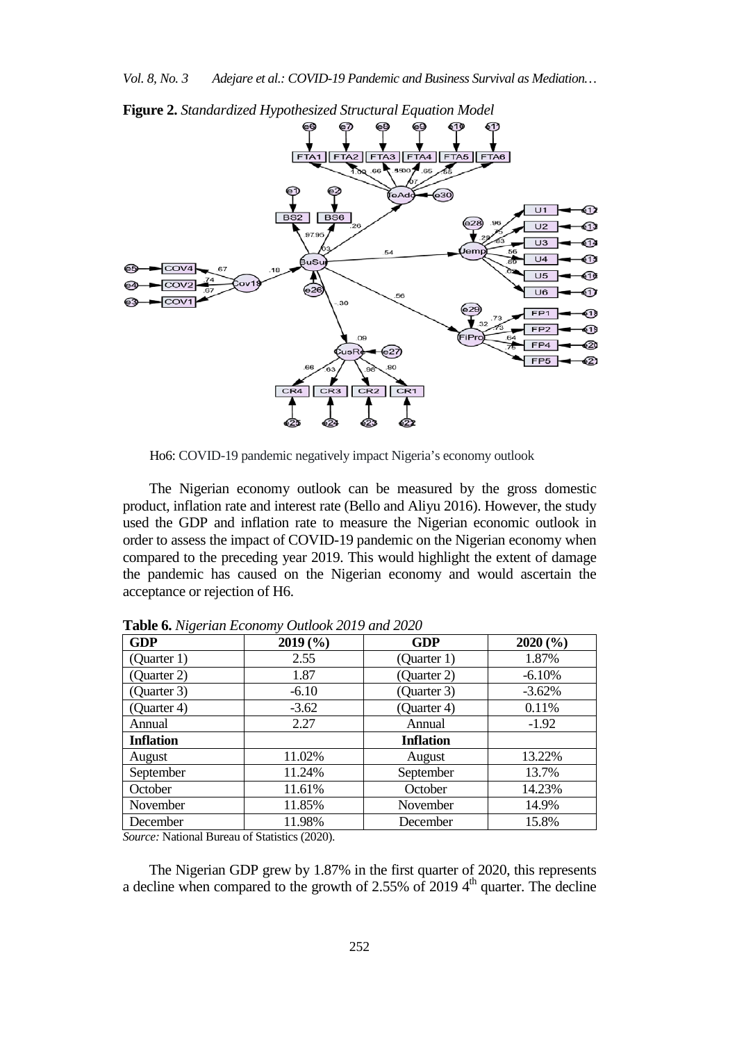**Figure 2.** *Standardized Hypothesized Structural Equation Model*

Ho6: COVID-19 pandemic negatively impact Nigeria's economy outlook

The Nigerian economy outlook can be measured by the gross domestic product, inflation rate and interest rate (Bello and Aliyu 2016). However, the study used the GDP and inflation rate to measure the Nigerian economic outlook in order to assess the impact of COVID-19 pandemic on the Nigerian economy when compared to the preceding year 2019. This would highlight the extent of damage the pandemic has caused on the Nigerian economy and would ascertain the acceptance or rejection of H6.

**Table 6.** *Nigerian Economy Outlook 2019 and 2020*

| **GDP** | **2019 (%)** | **GDP** | **2020 (%)** |
| --- | --- | --- | --- |
| (Quarter 1) | 2.55 | (Quarter 1) | 1.87% |
| (Quarter 2) | 1.87 | (Quarter 2) | -6.10% |
| (Quarter 3) | -6.10 | (Quarter 3) | -3.62% |
| (Quarter 4) | -3.62 | (Quarter 4) | 0.11% |
| Annual | 2.27 | Annual | -1.92 |
| **Inflation** | | **Inflation** | |
| August | 11.02% | August | 13.22% |
| September | 11.24% | September | 13.7% |
| October | 11.61% | October | 14.23% |
| November | 11.85% | November | 14.9% |
| December | 11.98% | December | 15.8% |

*Source:* National Bureau of Statistics (2020).

The Nigerian GDP grew by 1.87% in the first quarter of 2020, this represents a decline when compared to the growth of 2.55% of 2019 4th quarter. The decline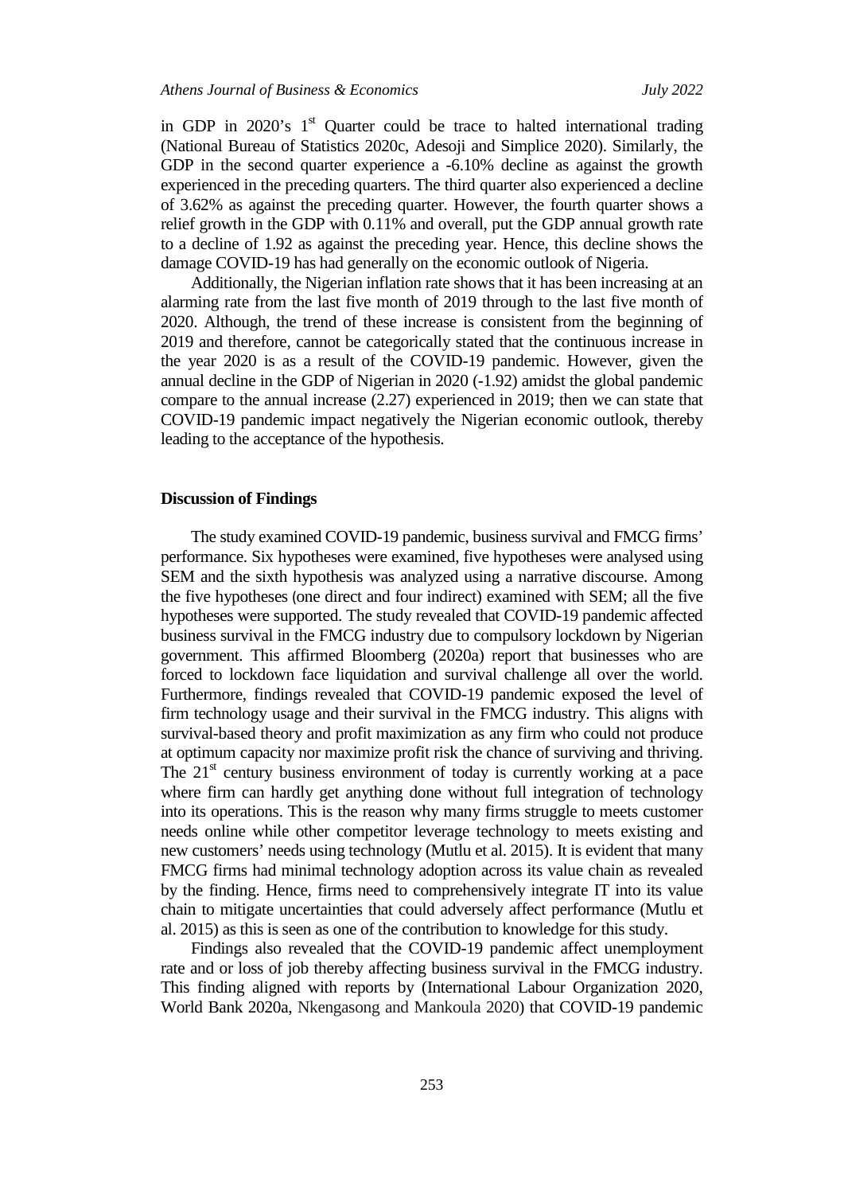in GDP in 2020's 1st Quarter could be trace to halted international trading (National Bureau of Statistics 2020c, Adesoji and Simplice 2020). Similarly, the GDP in the second quarter experience a -6.10% decline as against the growth experienced in the preceding quarters. The third quarter also experienced a decline of 3.62% as against the preceding quarter. However, the fourth quarter shows a relief growth in the GDP with 0.11% and overall, put the GDP annual growth rate to a decline of 1.92 as against the preceding year. Hence, this decline shows the damage COVID-19 has had generally on the economic outlook of Nigeria.

Additionally, the Nigerian inflation rate shows that it has been increasing at an alarming rate from the last five month of 2019 through to the last five month of 2020. Although, the trend of these increase is consistent from the beginning of 2019 and therefore, cannot be categorically stated that the continuous increase in the year 2020 is as a result of the COVID-19 pandemic. However, given the annual decline in the GDP of Nigerian in 2020 (-1.92) amidst the global pandemic compare to the annual increase (2.27) experienced in 2019; then we can state that COVID-19 pandemic impact negatively the Nigerian economic outlook, thereby leading to the acceptance of the hypothesis.

**Discussion of Findings**

The study examined COVID-19 pandemic, business survival and FMCG firms' performance. Six hypotheses were examined, five hypotheses were analysed using SEM and the sixth hypothesis was analyzed using a narrative discourse. Among the five hypotheses (one direct and four indirect) examined with SEM; all the five hypotheses were supported. The study revealed that COVID-19 pandemic affected business survival in the FMCG industry due to compulsory lockdown by Nigerian government. This affirmed Bloomberg (2020a) report that businesses who are forced to lockdown face liquidation and survival challenge all over the world. Furthermore, findings revealed that COVID-19 pandemic exposed the level of firm technology usage and their survival in the FMCG industry. This aligns with survival-based theory and profit maximization as any firm who could not produce at optimum capacity nor maximize profit risk the chance of surviving and thriving. The 21st century business environment of today is currently working at a pace where firm can hardly get anything done without full integration of technology into its operations. This is the reason why many firms struggle to meets customer needs online while other competitor leverage technology to meets existing and new customers' needs using technology (Mutlu et al. 2015). It is evident that many FMCG firms had minimal technology adoption across its value chain as revealed by the finding. Hence, firms need to comprehensively integrate IT into its value chain to mitigate uncertainties that could adversely affect performance (Mutlu et al. 2015) as this is seen as one of the contribution to knowledge for this study.

Findings also revealed that the COVID-19 pandemic affect unemployment rate and or loss of job thereby affecting business survival in the FMCG industry. This finding aligned with reports by (International Labour Organization 2020, World Bank 2020a, Nkengasong and Mankoula 2020) that COVID-19 pandemic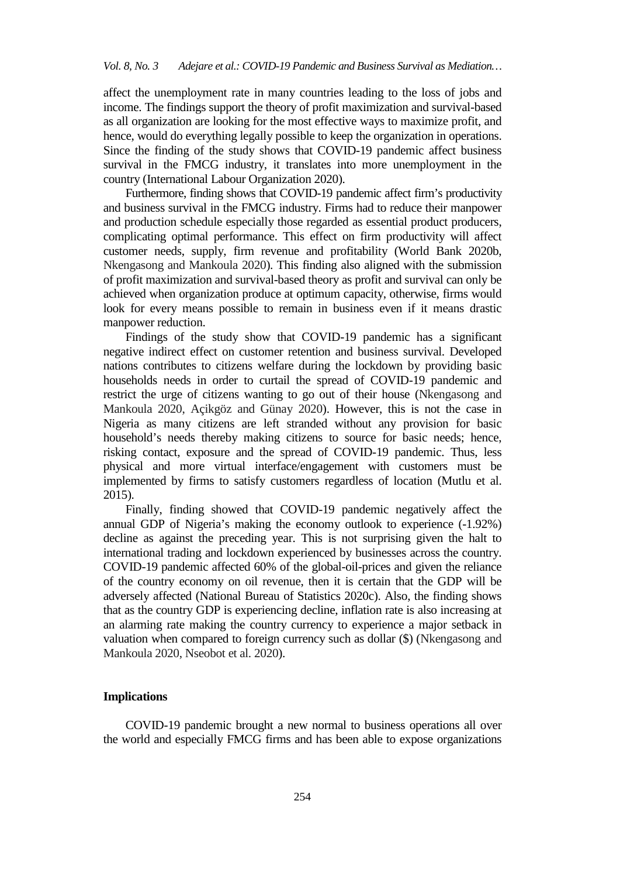affect the unemployment rate in many countries leading to the loss of jobs and income. The findings support the theory of profit maximization and survival-based as all organization are looking for the most effective ways to maximize profit, and hence, would do everything legally possible to keep the organization in operations. Since the finding of the study shows that COVID-19 pandemic affect business survival in the FMCG industry, it translates into more unemployment in the country (International Labour Organization 2020).

Furthermore, finding shows that COVID-19 pandemic affect firm's productivity and business survival in the FMCG industry. Firms had to reduce their manpower and production schedule especially those regarded as essential product producers, complicating optimal performance. This effect on firm productivity will affect customer needs, supply, firm revenue and profitability (World Bank 2020b, Nkengasong and Mankoula 2020). This finding also aligned with the submission of profit maximization and survival-based theory as profit and survival can only be achieved when organization produce at optimum capacity, otherwise, firms would look for every means possible to remain in business even if it means drastic manpower reduction.

Findings of the study show that COVID-19 pandemic has a significant negative indirect effect on customer retention and business survival. Developed nations contributes to citizens welfare during the lockdown by providing basic households needs in order to curtail the spread of COVID-19 pandemic and restrict the urge of citizens wanting to go out of their house (Nkengasong and Mankoula 2020, Açikgöz and Günay 2020). However, this is not the case in Nigeria as many citizens are left stranded without any provision for basic household's needs thereby making citizens to source for basic needs; hence, risking contact, exposure and the spread of COVID-19 pandemic. Thus, less physical and more virtual interface/engagement with customers must be implemented by firms to satisfy customers regardless of location (Mutlu et al. 2015).

Finally, finding showed that COVID-19 pandemic negatively affect the annual GDP of Nigeria's making the economy outlook to experience (-1.92%) decline as against the preceding year. This is not surprising given the halt to international trading and lockdown experienced by businesses across the country. COVID-19 pandemic affected 60% of the global-oil-prices and given the reliance of the country economy on oil revenue, then it is certain that the GDP will be adversely affected (National Bureau of Statistics 2020c). Also, the finding shows that as the country GDP is experiencing decline, inflation rate is also increasing at an alarming rate making the country currency to experience a major setback in valuation when compared to foreign currency such as dollar ($) (Nkengasong and Mankoula 2020, Nseobot et al. 2020).

## Implications

COVID-19 pandemic brought a new normal to business operations all over the world and especially FMCG firms and has been able to expose organizations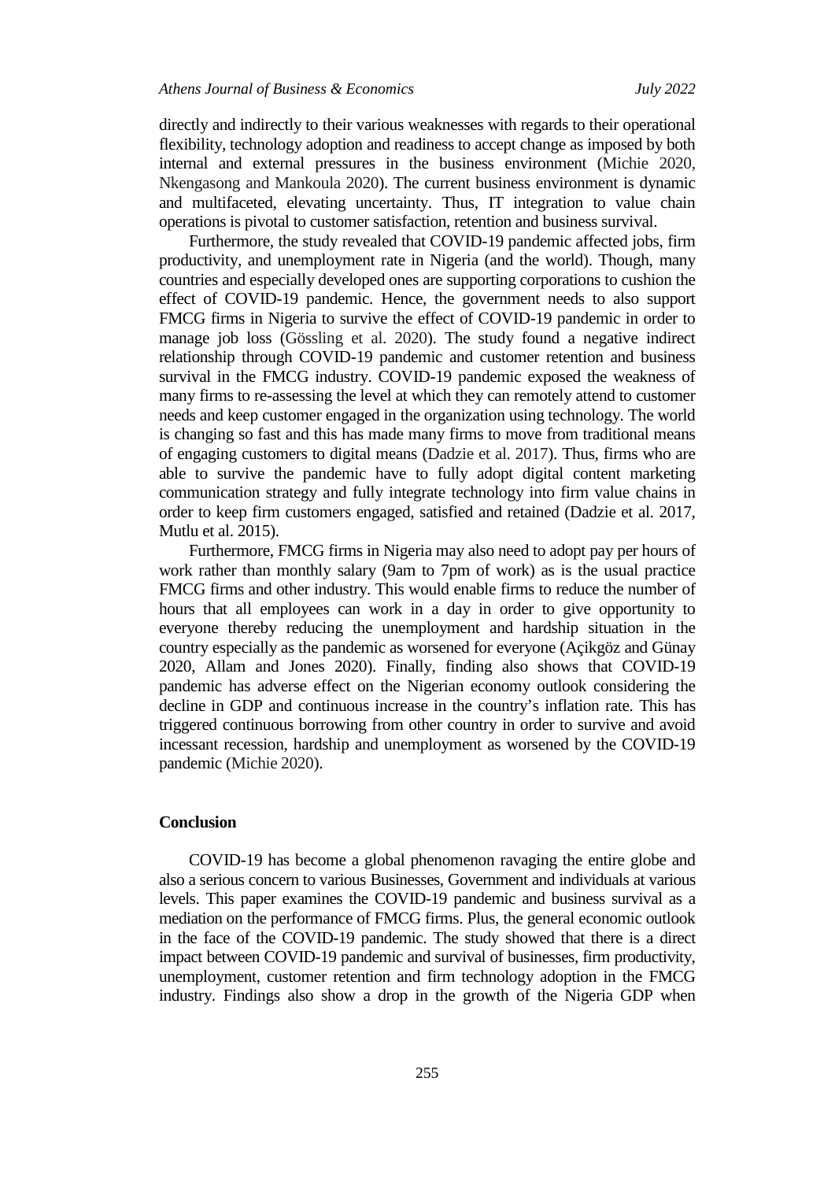directly and indirectly to their various weaknesses with regards to their operational flexibility, technology adoption and readiness to accept change as imposed by both internal and external pressures in the business environment (Michie 2020, Nkengasong and Mankoula 2020). The current business environment is dynamic and multifaceted, elevating uncertainty. Thus, IT integration to value chain operations is pivotal to customer satisfaction, retention and business survival.

Furthermore, the study revealed that COVID-19 pandemic affected jobs, firm productivity, and unemployment rate in Nigeria (and the world). Though, many countries and especially developed ones are supporting corporations to cushion the effect of COVID-19 pandemic. Hence, the government needs to also support FMCG firms in Nigeria to survive the effect of COVID-19 pandemic in order to manage job loss (Gössling et al. 2020). The study found a negative indirect relationship through COVID-19 pandemic and customer retention and business survival in the FMCG industry. COVID-19 pandemic exposed the weakness of many firms to re-assessing the level at which they can remotely attend to customer needs and keep customer engaged in the organization using technology. The world is changing so fast and this has made many firms to move from traditional means of engaging customers to digital means (Dadzie et al. 2017). Thus, firms who are able to survive the pandemic have to fully adopt digital content marketing communication strategy and fully integrate technology into firm value chains in order to keep firm customers engaged, satisfied and retained (Dadzie et al. 2017, Mutlu et al. 2015).

Furthermore, FMCG firms in Nigeria may also need to adopt pay per hours of work rather than monthly salary (9am to 7pm of work) as is the usual practice FMCG firms and other industry. This would enable firms to reduce the number of hours that all employees can work in a day in order to give opportunity to everyone thereby reducing the unemployment and hardship situation in the country especially as the pandemic as worsened for everyone (Açikgöz and Günay 2020, Allam and Jones 2020). Finally, finding also shows that COVID-19 pandemic has adverse effect on the Nigerian economy outlook considering the decline in GDP and continuous increase in the country's inflation rate. This has triggered continuous borrowing from other country in order to survive and avoid incessant recession, hardship and unemployment as worsened by the COVID-19 pandemic (Michie 2020).

## Conclusion

COVID-19 has become a global phenomenon ravaging the entire globe and also a serious concern to various Businesses, Government and individuals at various levels. This paper examines the COVID-19 pandemic and business survival as a mediation on the performance of FMCG firms. Plus, the general economic outlook in the face of the COVID-19 pandemic. The study showed that there is a direct impact between COVID-19 pandemic and survival of businesses, firm productivity, unemployment, customer retention and firm technology adoption in the FMCG industry. Findings also show a drop in the growth of the Nigeria GDP when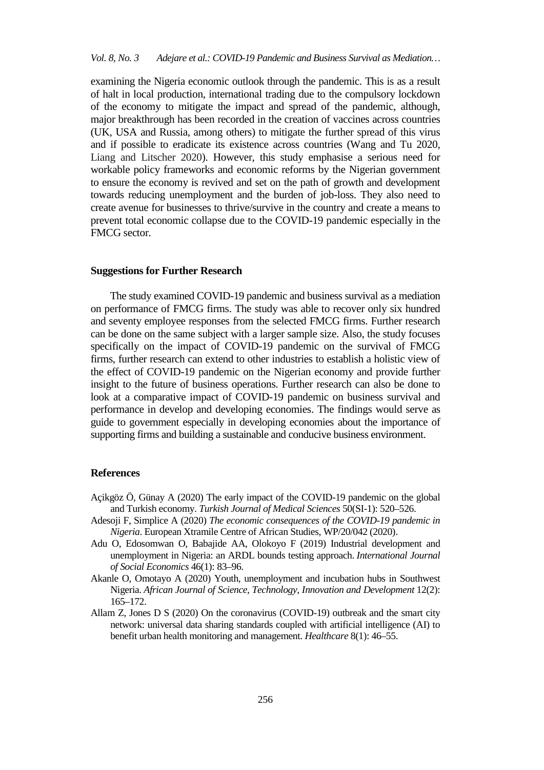examining the Nigeria economic outlook through the pandemic. This is as a result of halt in local production, international trading due to the compulsory lockdown of the economy to mitigate the impact and spread of the pandemic, although, major breakthrough has been recorded in the creation of vaccines across countries (UK, USA and Russia, among others) to mitigate the further spread of this virus and if possible to eradicate its existence across countries (Wang and Tu 2020, Liang and Litscher 2020). However, this study emphasise a serious need for workable policy frameworks and economic reforms by the Nigerian government to ensure the economy is revived and set on the path of growth and development towards reducing unemployment and the burden of job-loss. They also need to create avenue for businesses to thrive/survive in the country and create a means to prevent total economic collapse due to the COVID-19 pandemic especially in the FMCG sector.

## Suggestions for Further Research

The study examined COVID-19 pandemic and business survival as a mediation on performance of FMCG firms. The study was able to recover only six hundred and seventy employee responses from the selected FMCG firms. Further research can be done on the same subject with a larger sample size. Also, the study focuses specifically on the impact of COVID-19 pandemic on the survival of FMCG firms, further research can extend to other industries to establish a holistic view of the effect of COVID-19 pandemic on the Nigerian economy and provide further insight to the future of business operations. Further research can also be done to look at a comparative impact of COVID-19 pandemic on business survival and performance in develop and developing economies. The findings would serve as guide to government especially in developing economies about the importance of supporting firms and building a sustainable and conducive business environment.

## References

Açikgöz Ö, Günay A (2020) The early impact of the COVID-19 pandemic on the global and Turkish economy. *Turkish Journal of Medical Sciences* 50(SI-1): 520–526.

Adesoji F, Simplice A (2020) *The economic consequences of the COVID-19 pandemic in Nigeria*. European Xtramile Centre of African Studies, WP/20/042 (2020).

Adu O, Edosomwan O, Babajide AA, Olokoyo F (2019) Industrial development and unemployment in Nigeria: an ARDL bounds testing approach. *International Journal of Social Economics* 46(1): 83–96.

Akanle O, Omotayo A (2020) Youth, unemployment and incubation hubs in Southwest Nigeria. *African Journal of Science, Technology, Innovation and Development* 12(2): 165–172.

Allam Z, Jones D S (2020) On the coronavirus (COVID-19) outbreak and the smart city network: universal data sharing standards coupled with artificial intelligence (AI) to benefit urban health monitoring and management. *Healthcare* 8(1): 46–55.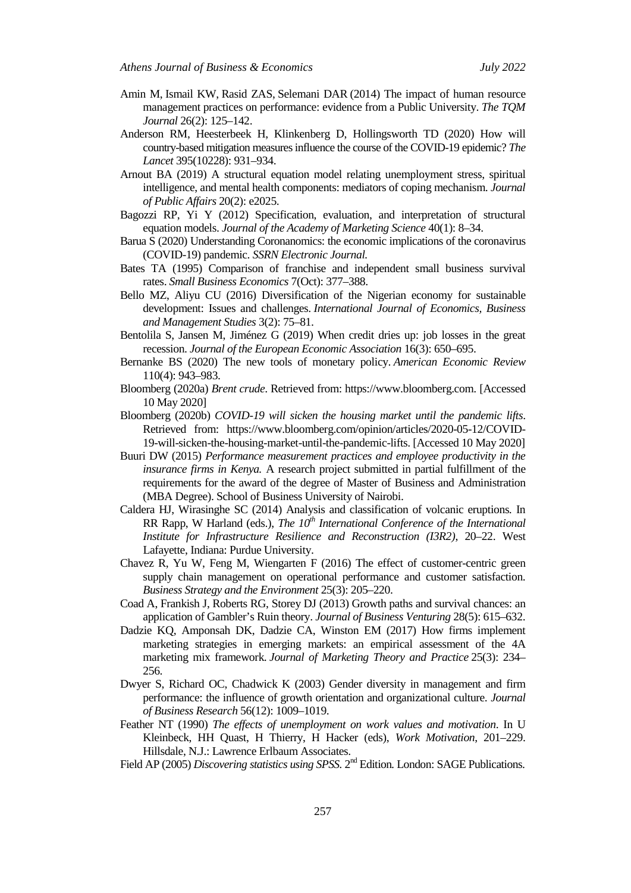Amin M, Ismail KW, Rasid ZAS, Selemani DAR (2014) The impact of human resource management practices on performance: evidence from a Public University. *The TQM Journal* 26(2): 125–142.

Anderson RM, Heesterbeek H, Klinkenberg D, Hollingsworth TD (2020) How will country-based mitigation measures influence the course of the COVID-19 epidemic? *The Lancet* 395(10228): 931–934.

Arnout BA (2019) A structural equation model relating unemployment stress, spiritual intelligence, and mental health components: mediators of coping mechanism. *Journal of Public Affairs* 20(2): e2025.

Bagozzi RP, Yi Y (2012) Specification, evaluation, and interpretation of structural equation models. *Journal of the Academy of Marketing Science* 40(1): 8–34.

Barua S (2020) Understanding Coronanomics: the economic implications of the coronavirus (COVID-19) pandemic. *SSRN Electronic Journal.*

Bates TA (1995) Comparison of franchise and independent small business survival rates. *Small Business Economics* 7(Oct): 377–388.

Bello MZ, Aliyu CU (2016) Diversification of the Nigerian economy for sustainable development: Issues and challenges. *International Journal of Economics, Business and Management Studies* 3(2): 75–81.

Bentolila S, Jansen M, Jiménez G (2019) When credit dries up: job losses in the great recession. *Journal of the European Economic Association* 16(3): 650–695.

Bernanke BS (2020) The new tools of monetary policy. *American Economic Review* 110(4): 943–983.

Bloomberg (2020a) *Brent crude*. Retrieved from: https://www.bloomberg.com. [Accessed 10 May 2020]

Bloomberg (2020b) *COVID-19 will sicken the housing market until the pandemic lifts*. Retrieved from: https://www.bloomberg.com/opinion/articles/2020-05-12/COVID-19-will-sicken-the-housing-market-until-the-pandemic-lifts. [Accessed 10 May 2020]

Buuri DW (2015) *Performance measurement practices and employee productivity in the insurance firms in Kenya.* A research project submitted in partial fulfillment of the requirements for the award of the degree of Master of Business and Administration (MBA Degree). School of Business University of Nairobi.

Caldera HJ, Wirasinghe SC (2014) Analysis and classification of volcanic eruptions. In RR Rapp, W Harland (eds.), *The 10th International Conference of the International Institute for Infrastructure Resilience and Reconstruction (I3R2)*, 20–22. West Lafayette, Indiana: Purdue University.

Chavez R, Yu W, Feng M, Wiengarten F (2016) The effect of customer-centric green supply chain management on operational performance and customer satisfaction. *Business Strategy and the Environment* 25(3): 205–220.

Coad A, Frankish J, Roberts RG, Storey DJ (2013) Growth paths and survival chances: an application of Gambler's Ruin theory. *Journal of Business Venturing* 28(5): 615–632.

Dadzie KQ, Amponsah DK, Dadzie CA, Winston EM (2017) How firms implement marketing strategies in emerging markets: an empirical assessment of the 4A marketing mix framework. *Journal of Marketing Theory and Practice* 25(3): 234–256.

Dwyer S, Richard OC, Chadwick K (2003) Gender diversity in management and firm performance: the influence of growth orientation and organizational culture. *Journal of Business Research* 56(12): 1009–1019.

Feather NT (1990) *The effects of unemployment on work values and motivation*. In U Kleinbeck, HH Quast, H Thierry, H Hacker (eds), *Work Motivation*, 201–229. Hillsdale, N.J.: Lawrence Erlbaum Associates.

Field AP (2005) *Discovering statistics using SPSS.* 2nd Edition. London: SAGE Publications.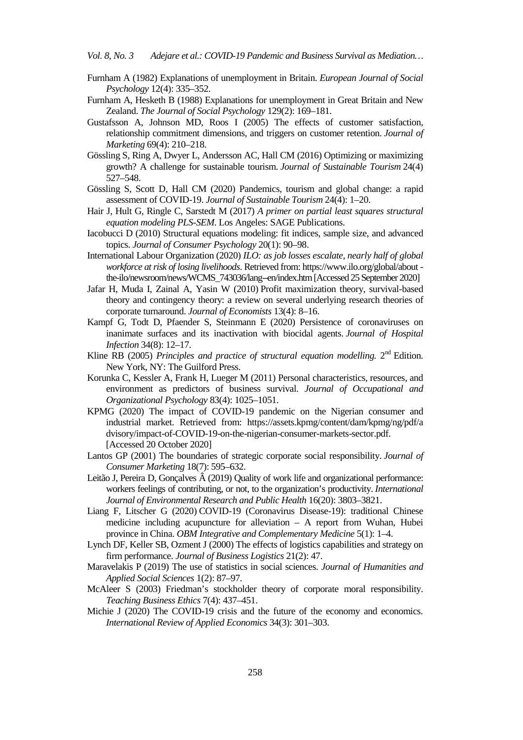Furnham A (1982) Explanations of unemployment in Britain. *European Journal of Social Psychology* 12(4): 335–352.

Furnham A, Hesketh B (1988) Explanations for unemployment in Great Britain and New Zealand. *The Journal of Social Psychology* 129(2): 169–181.

Gustafsson A, Johnson MD, Roos I (2005) The effects of customer satisfaction, relationship commitment dimensions, and triggers on customer retention. *Journal of Marketing* 69(4): 210–218.

Gössling S, Ring A, Dwyer L, Andersson AC, Hall CM (2016) Optimizing or maximizing growth? A challenge for sustainable tourism. *Journal of Sustainable Tourism* 24(4) 527–548.

Gössling S, Scott D, Hall CM (2020) Pandemics, tourism and global change: a rapid assessment of COVID-19. *Journal of Sustainable Tourism* 24(4): 1–20.

Hair J, Hult G, Ringle C, Sarstedt M (2017) *A primer on partial least squares structural equation modeling PLS-SEM*. Los Angeles: SAGE Publications.

Iacobucci D (2010) Structural equations modeling: fit indices, sample size, and advanced topics. *Journal of Consumer Psychology* 20(1): 90–98.

International Labour Organization (2020) *ILO: as job losses escalate, nearly half of global workforce at risk of losing livelihoods*. Retrieved from: https://www.ilo.org/global/about-the-ilo/newsroom/news/WCMS_743036/lang--en/index.htm [Accessed 25 September 2020]

Jafar H, Muda I, Zainal A, Yasin W (2010) Profit maximization theory, survival-based theory and contingency theory: a review on several underlying research theories of corporate turnaround. *Journal of Economists* 13(4): 8–16.

Kampf G, Todt D, Pfaender S, Steinmann E (2020) Persistence of coronaviruses on inanimate surfaces and its inactivation with biocidal agents. *Journal of Hospital Infection* 34(8): 12–17.

Kline RB (2005) *Principles and practice of structural equation modelling.* 2nd Edition. New York, NY: The Guilford Press.

Korunka C, Kessler A, Frank H, Lueger M (2011) Personal characteristics, resources, and environment as predictors of business survival. *Journal of Occupational and Organizational Psychology* 83(4): 1025–1051.

KPMG (2020) The impact of COVID-19 pandemic on the Nigerian consumer and industrial market. Retrieved from: https://assets.kpmg/content/dam/kpmg/ng/pdf/advisory/impact-of-COVID-19-on-the-nigerian-consumer-markets-sector.pdf. [Accessed 20 October 2020]

Lantos GP (2001) The boundaries of strategic corporate social responsibility. *Journal of Consumer Marketing* 18(7): 595–632.

Leitão J, Pereira D, Gonçalves Â (2019) Quality of work life and organizational performance: workers feelings of contributing, or not, to the organization's productivity. *International Journal of Environmental Research and Public Health* 16(20): 3803–3821.

Liang F, Litscher G (2020) COVID-19 (Coronavirus Disease-19): traditional Chinese medicine including acupuncture for alleviation – A report from Wuhan, Hubei province in China. *OBM Integrative and Complementary Medicine* 5(1): 1–4.

Lynch DF, Keller SB, Ozment J (2000) The effects of logistics capabilities and strategy on firm performance. *Journal of Business Logistics* 21(2): 47.

Maravelakis P (2019) The use of statistics in social sciences. *Journal of Humanities and Applied Social Sciences* 1(2): 87–97.

McAleer S (2003) Friedman's stockholder theory of corporate moral responsibility. *Teaching Business Ethics* 7(4): 437–451.

Michie J (2020) The COVID-19 crisis and the future of the economy and economics. *International Review of Applied Economics* 34(3): 301–303.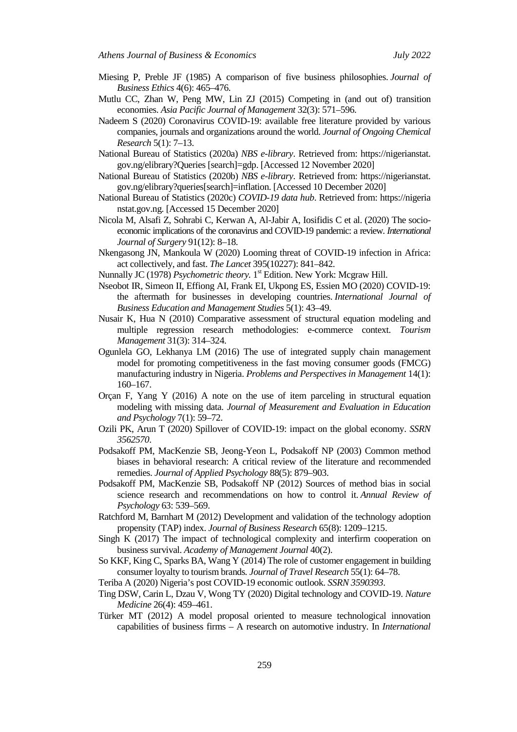Miesing P, Preble JF (1985) A comparison of five business philosophies. *Journal of Business Ethics* 4(6): 465–476.

Mutlu CC, Zhan W, Peng MW, Lin ZJ (2015) Competing in (and out of) transition economies. *Asia Pacific Journal of Management* 32(3): 571–596.

Nadeem S (2020) Coronavirus COVID-19: available free literature provided by various companies, journals and organizations around the world. *Journal of Ongoing Chemical Research* 5(1): 7–13.

National Bureau of Statistics (2020a) *NBS e-library*. Retrieved from: https://nigerianstat.gov.ng/elibrary?Queries [search]=gdp. [Accessed 12 November 2020]

National Bureau of Statistics (2020b) *NBS e-library*. Retrieved from: https://nigerianstat.gov.ng/elibrary?queries[search]=inflation. [Accessed 10 December 2020]

National Bureau of Statistics (2020c) *COVID-19 data hub*. Retrieved from: https://nigerianstat.gov.ng. [Accessed 15 December 2020]

Nicola M, Alsafi Z, Sohrabi C, Kerwan A, Al-Jabir A, Iosifidis C et al. (2020) The socio-economic implications of the coronavirus and COVID-19 pandemic: a review. *International Journal of Surgery* 91(12): 8–18.

Nkengasong JN, Mankoula W (2020) Looming threat of COVID-19 infection in Africa: act collectively, and fast. *The Lancet* 395(10227): 841–842.

Nunnally JC (1978) *Psychometric theory*. 1st Edition. New York: Mcgraw Hill.

Nseobot IR, Simeon II, Effiong AI, Frank EI, Ukpong ES, Essien MO (2020) COVID-19: the aftermath for businesses in developing countries. *International Journal of Business Education and Management Studies* 5(1): 43–49.

Nusair K, Hua N (2010) Comparative assessment of structural equation modeling and multiple regression research methodologies: e-commerce context. *Tourism Management* 31(3): 314–324.

Ogunlela GO, Lekhanya LM (2016) The use of integrated supply chain management model for promoting competitiveness in the fast moving consumer goods (FMCG) manufacturing industry in Nigeria. *Problems and Perspectives in Management* 14(1): 160–167.

Orçan F, Yang Y (2016) A note on the use of item parceling in structural equation modeling with missing data. *Journal of Measurement and Evaluation in Education and Psychology* 7(1): 59–72.

Ozili PK, Arun T (2020) Spillover of COVID-19: impact on the global economy. *SSRN 3562570*.

Podsakoff PM, MacKenzie SB, Jeong-Yeon L, Podsakoff NP (2003) Common method biases in behavioral research: A critical review of the literature and recommended remedies. *Journal of Applied Psychology* 88(5): 879–903.

Podsakoff PM, MacKenzie SB, Podsakoff NP (2012) Sources of method bias in social science research and recommendations on how to control it. *Annual Review of Psychology* 63: 539–569.

Ratchford M, Barnhart M (2012) Development and validation of the technology adoption propensity (TAP) index. *Journal of Business Research* 65(8): 1209–1215.

Singh K (2017) The impact of technological complexity and interfirm cooperation on business survival. *Academy of Management Journal* 40(2).

So KKF, King C, Sparks BA, Wang Y (2014) The role of customer engagement in building consumer loyalty to tourism brands. *Journal of Travel Research* 55(1): 64–78.

Teriba A (2020) Nigeria's post COVID-19 economic outlook. *SSRN 3590393*.

Ting DSW, Carin L, Dzau V, Wong TY (2020) Digital technology and COVID-19. *Nature Medicine* 26(4): 459–461.

Türker MT (2012) A model proposal oriented to measure technological innovation capabilities of business firms – A research on automotive industry. In *International*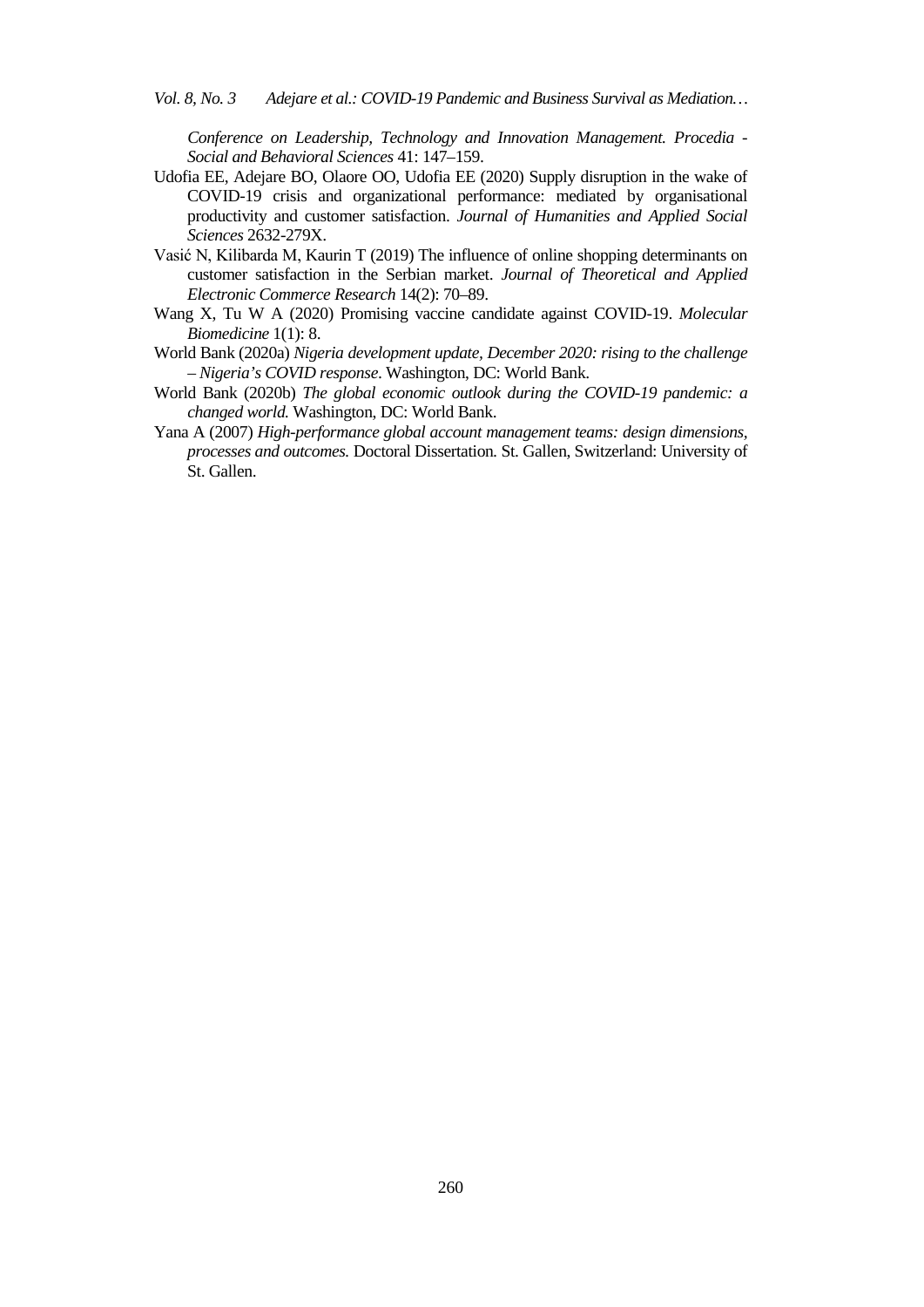*Conference on Leadership, Technology and Innovation Management. Procedia - Social and Behavioral Sciences* 41: 147–159.

Udofia EE, Adejare BO, Olaore OO, Udofia EE (2020) Supply disruption in the wake of COVID-19 crisis and organizational performance: mediated by organisational productivity and customer satisfaction. *Journal of Humanities and Applied Social Sciences* 2632-279X.

Vasić N, Kilibarda M, Kaurin T (2019) The influence of online shopping determinants on customer satisfaction in the Serbian market. *Journal of Theoretical and Applied Electronic Commerce Research* 14(2): 70–89.

Wang X, Tu W A (2020) Promising vaccine candidate against COVID-19. *Molecular Biomedicine* 1(1): 8.

World Bank (2020a) *Nigeria development update, December 2020: rising to the challenge – Nigeria's COVID response*. Washington, DC: World Bank.

World Bank (2020b) *The global economic outlook during the COVID-19 pandemic: a changed world.* Washington, DC: World Bank.

Yana A (2007) *High-performance global account management teams: design dimensions, processes and outcomes.* Doctoral Dissertation. St. Gallen, Switzerland: University of St. Gallen.